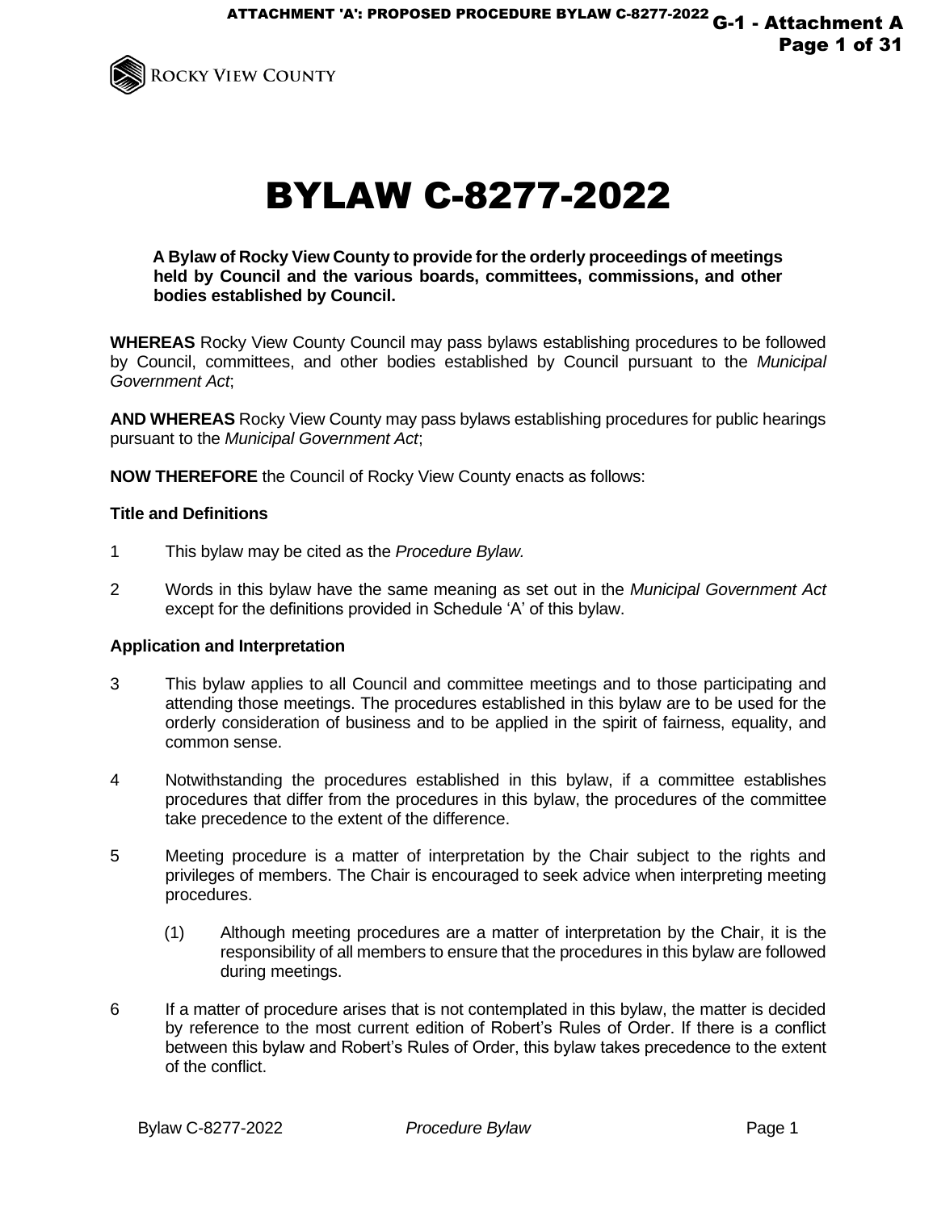# BYLAW C-8277-2022

**A Bylaw of Rocky View County to provide for the orderly proceedings of meetings held by Council and the various boards, committees, commissions, and other bodies established by Council.**

**WHEREAS** Rocky View County Council may pass bylaws establishing procedures to be followed by Council, committees, and other bodies established by Council pursuant to the *Municipal Government Act*;

**AND WHEREAS** Rocky View County may pass bylaws establishing procedures for public hearings pursuant to the *Municipal Government Act*;

**NOW THEREFORE** the Council of Rocky View County enacts as follows:

### Title and Definitions

1 This bylaw may be cited as the *Procedure Bylaw.*

2 Words in this bylaw have the same meaning as set out in the *Municipal Government Act* except for the definitions provided in Schedule 'A' of this bylaw.

### Application and Interpretation

3 This bylaw applies to all Council and committee meetings and to those participating and attending those meetings. The procedures established in this bylaw are to be used for the orderly consideration of business and to be applied in the spirit of fairness, equality, and common sense.

4 Notwithstanding the procedures established in this bylaw, if a committee establishes procedures that differ from the procedures in this bylaw, the procedures of the committee take precedence to the extent of the difference.

5 Meeting procedure is a matter of interpretation by the Chair subject to the rights and privileges of members. The Chair is encouraged to seek advice when interpreting meeting procedures.

(1) Although meeting procedures are a matter of interpretation by the Chair, it is the responsibility of all members to ensure that the procedures in this bylaw are followed during meetings.

6 If a matter of procedure arises that is not contemplated in this bylaw, the matter is decided by reference to the most current edition of Robert's Rules of Order. If there is a conflict between this bylaw and Robert's Rules of Order, this bylaw takes precedence to the extent of the conflict.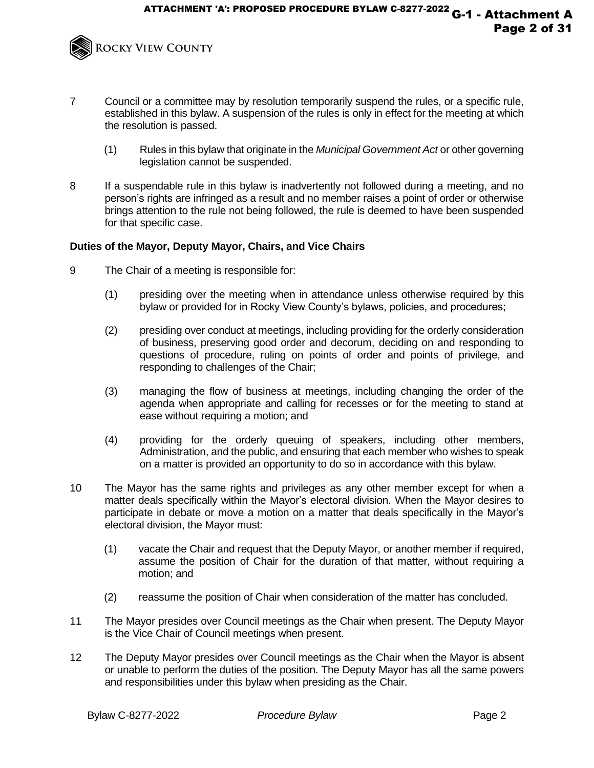7 Council or a committee may by resolution temporarily suspend the rules, or a specific rule, established in this bylaw. A suspension of the rules is only in effect for the meeting at which the resolution is passed.

   (1) Rules in this bylaw that originate in the *Municipal Government Act* or other governing legislation cannot be suspended.

8 If a suspendable rule in this bylaw is inadvertently not followed during a meeting, and no person's rights are infringed as a result and no member raises a point of order or otherwise brings attention to the rule not being followed, the rule is deemed to have been suspended for that specific case.

**Duties of the Mayor, Deputy Mayor, Chairs, and Vice Chairs**

9 The Chair of a meeting is responsible for:

   (1) presiding over the meeting when in attendance unless otherwise required by this bylaw or provided for in Rocky View County's bylaws, policies, and procedures;

   (2) presiding over conduct at meetings, including providing for the orderly consideration of business, preserving good order and decorum, deciding on and responding to questions of procedure, ruling on points of order and points of privilege, and responding to challenges of the Chair;

   (3) managing the flow of business at meetings, including changing the order of the agenda when appropriate and calling for recesses or for the meeting to stand at ease without requiring a motion; and

   (4) providing for the orderly queuing of speakers, including other members, Administration, and the public, and ensuring that each member who wishes to speak on a matter is provided an opportunity to do so in accordance with this bylaw.

10 The Mayor has the same rights and privileges as any other member except for when a matter deals specifically within the Mayor's electoral division. When the Mayor desires to participate in debate or move a motion on a matter that deals specifically in the Mayor's electoral division, the Mayor must:

   (1) vacate the Chair and request that the Deputy Mayor, or another member if required, assume the position of Chair for the duration of that matter, without requiring a motion; and

   (2) reassume the position of Chair when consideration of the matter has concluded.

11 The Mayor presides over Council meetings as the Chair when present. The Deputy Mayor is the Vice Chair of Council meetings when present.

12 The Deputy Mayor presides over Council meetings as the Chair when the Mayor is absent or unable to perform the duties of the position. The Deputy Mayor has all the same powers and responsibilities under this bylaw when presiding as the Chair.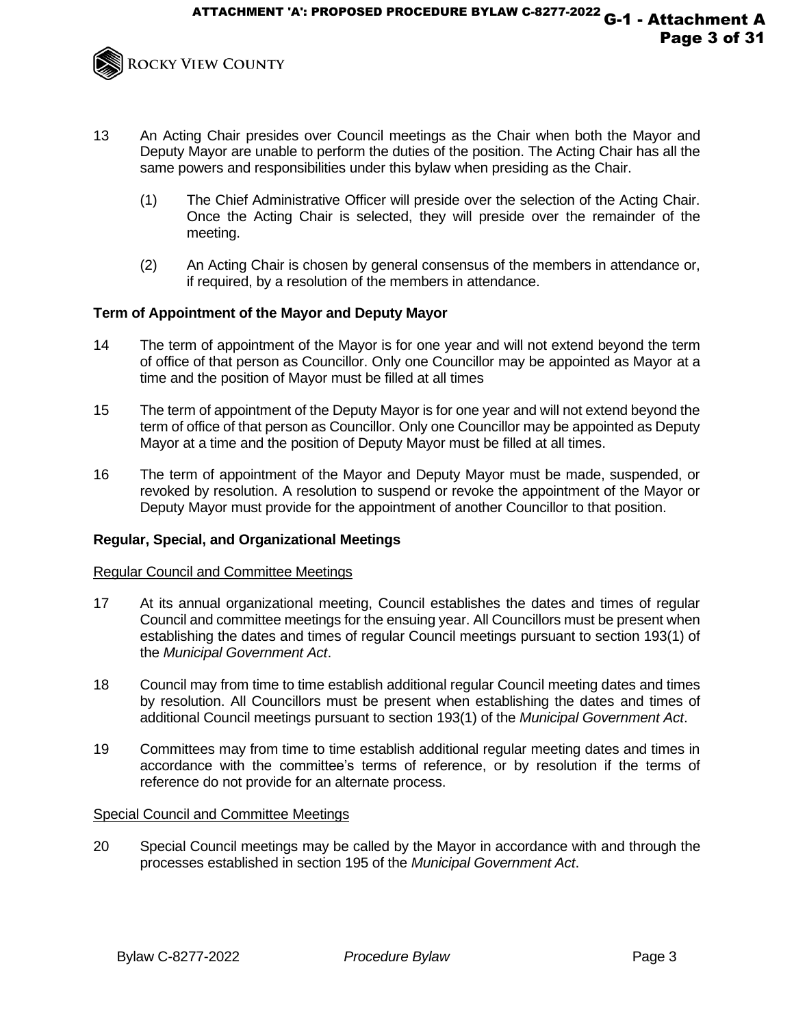13 An Acting Chair presides over Council meetings as the Chair when both the Mayor and Deputy Mayor are unable to perform the duties of the position. The Acting Chair has all the same powers and responsibilities under this bylaw when presiding as the Chair.

   (1) The Chief Administrative Officer will preside over the selection of the Acting Chair. Once the Acting Chair is selected, they will preside over the remainder of the meeting.

   (2) An Acting Chair is chosen by general consensus of the members in attendance or, if required, by a resolution of the members in attendance.

**Term of Appointment of the Mayor and Deputy Mayor**

14 The term of appointment of the Mayor is for one year and will not extend beyond the term of office of that person as Councillor. Only one Councillor may be appointed as Mayor at a time and the position of Mayor must be filled at all times

15 The term of appointment of the Deputy Mayor is for one year and will not extend beyond the term of office of that person as Councillor. Only one Councillor may be appointed as Deputy Mayor at a time and the position of Deputy Mayor must be filled at all times.

16 The term of appointment of the Mayor and Deputy Mayor must be made, suspended, or revoked by resolution. A resolution to suspend or revoke the appointment of the Mayor or Deputy Mayor must provide for the appointment of another Councillor to that position.

**Regular, Special, and Organizational Meetings**

Regular Council and Committee Meetings

17 At its annual organizational meeting, Council establishes the dates and times of regular Council and committee meetings for the ensuing year. All Councillors must be present when establishing the dates and times of regular Council meetings pursuant to section 193(1) of the *Municipal Government Act*.

18 Council may from time to time establish additional regular Council meeting dates and times by resolution. All Councillors must be present when establishing the dates and times of additional Council meetings pursuant to section 193(1) of the *Municipal Government Act*.

19 Committees may from time to time establish additional regular meeting dates and times in accordance with the committee's terms of reference, or by resolution if the terms of reference do not provide for an alternate process.

Special Council and Committee Meetings

20 Special Council meetings may be called by the Mayor in accordance with and through the processes established in section 195 of the *Municipal Government Act*.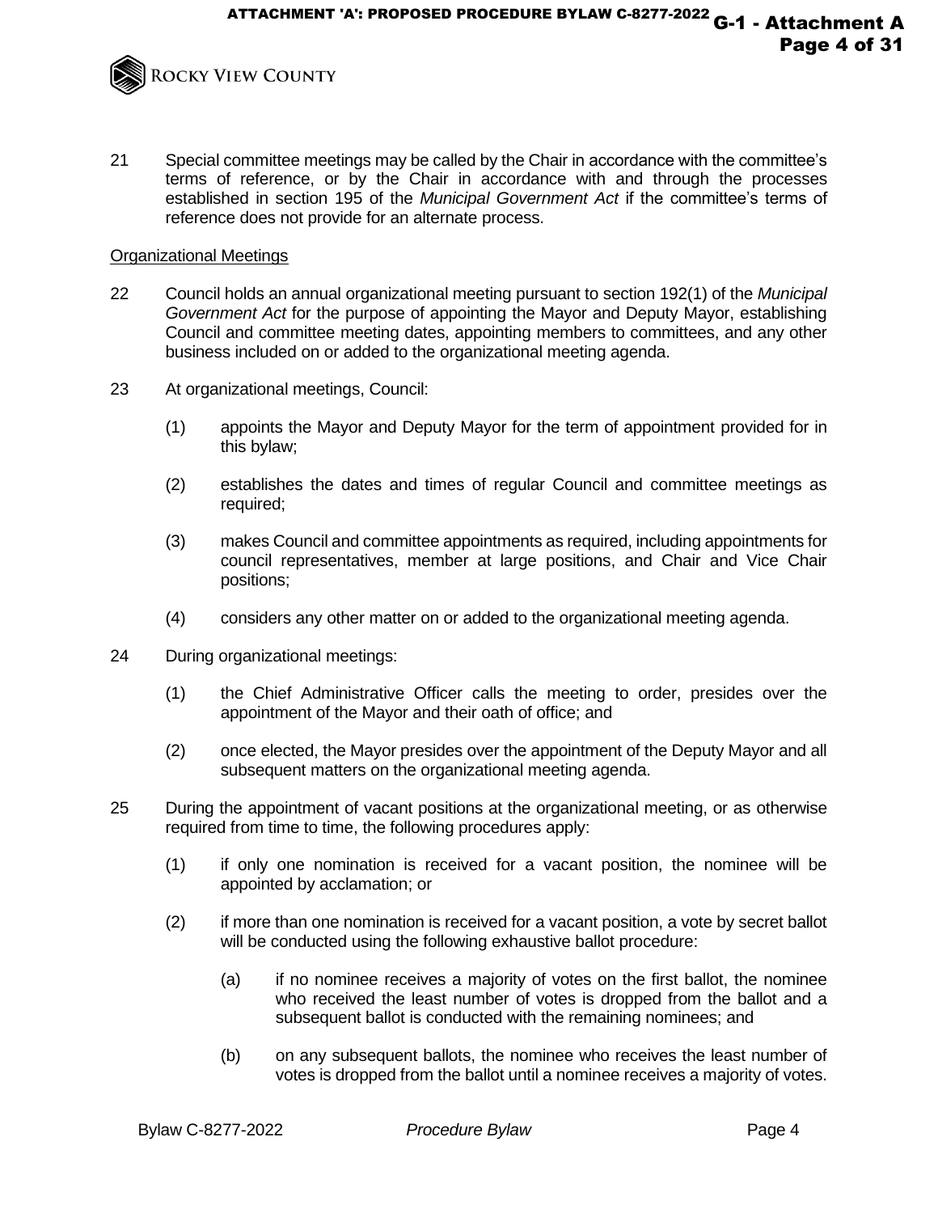21 Special committee meetings may be called by the Chair in accordance with the committee's terms of reference, or by the Chair in accordance with and through the processes established in section 195 of the *Municipal Government Act* if the committee's terms of reference does not provide for an alternate process.

Organizational Meetings

22 Council holds an annual organizational meeting pursuant to section 192(1) of the *Municipal Government Act* for the purpose of appointing the Mayor and Deputy Mayor, establishing Council and committee meeting dates, appointing members to committees, and any other business included on or added to the organizational meeting agenda.

23 At organizational meetings, Council:

(1) appoints the Mayor and Deputy Mayor for the term of appointment provided for in this bylaw;

(2) establishes the dates and times of regular Council and committee meetings as required;

(3) makes Council and committee appointments as required, including appointments for council representatives, member at large positions, and Chair and Vice Chair positions;

(4) considers any other matter on or added to the organizational meeting agenda.

24 During organizational meetings:

(1) the Chief Administrative Officer calls the meeting to order, presides over the appointment of the Mayor and their oath of office; and

(2) once elected, the Mayor presides over the appointment of the Deputy Mayor and all subsequent matters on the organizational meeting agenda.

25 During the appointment of vacant positions at the organizational meeting, or as otherwise required from time to time, the following procedures apply:

(1) if only one nomination is received for a vacant position, the nominee will be appointed by acclamation; or

(2) if more than one nomination is received for a vacant position, a vote by secret ballot will be conducted using the following exhaustive ballot procedure:

(a) if no nominee receives a majority of votes on the first ballot, the nominee who received the least number of votes is dropped from the ballot and a subsequent ballot is conducted with the remaining nominees; and

(b) on any subsequent ballots, the nominee who receives the least number of votes is dropped from the ballot until a nominee receives a majority of votes.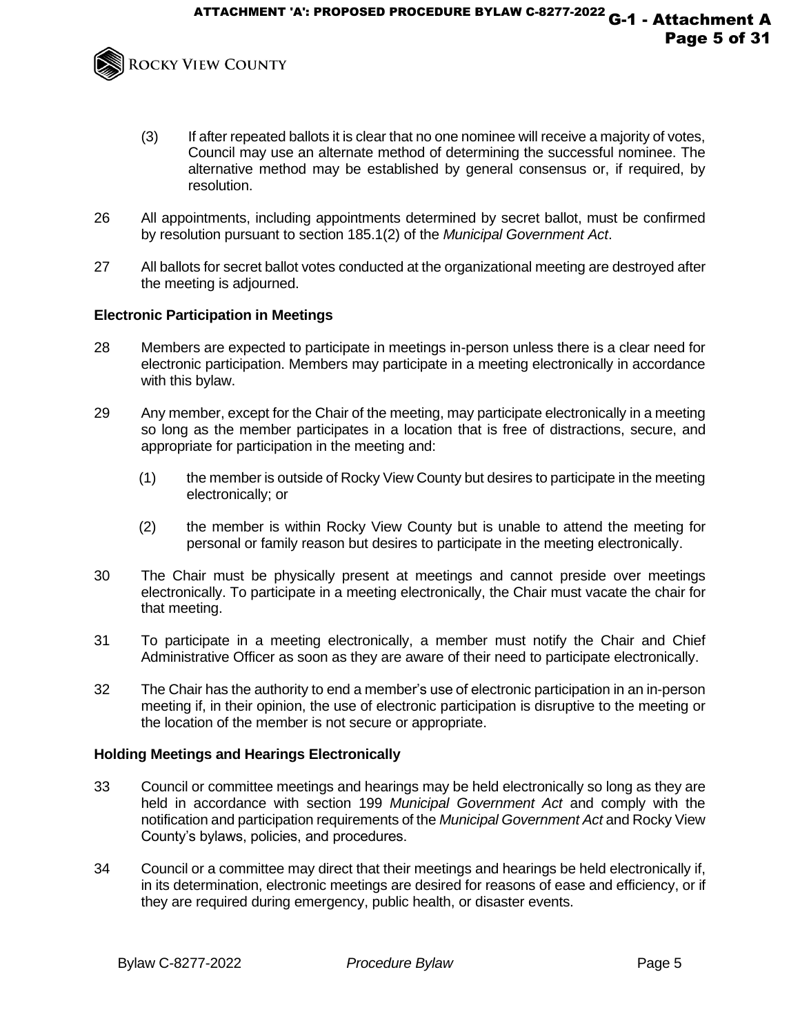(3) If after repeated ballots it is clear that no one nominee will receive a majority of votes, Council may use an alternate method of determining the successful nominee. The alternative method may be established by general consensus or, if required, by resolution.

26 All appointments, including appointments determined by secret ballot, must be confirmed by resolution pursuant to section 185.1(2) of the *Municipal Government Act*.

27 All ballots for secret ballot votes conducted at the organizational meeting are destroyed after the meeting is adjourned.

**Electronic Participation in Meetings**

28 Members are expected to participate in meetings in-person unless there is a clear need for electronic participation. Members may participate in a meeting electronically in accordance with this bylaw.

29 Any member, except for the Chair of the meeting, may participate electronically in a meeting so long as the member participates in a location that is free of distractions, secure, and appropriate for participation in the meeting and:

(1) the member is outside of Rocky View County but desires to participate in the meeting electronically; or

(2) the member is within Rocky View County but is unable to attend the meeting for personal or family reason but desires to participate in the meeting electronically.

30 The Chair must be physically present at meetings and cannot preside over meetings electronically. To participate in a meeting electronically, the Chair must vacate the chair for that meeting.

31 To participate in a meeting electronically, a member must notify the Chair and Chief Administrative Officer as soon as they are aware of their need to participate electronically.

32 The Chair has the authority to end a member's use of electronic participation in an in-person meeting if, in their opinion, the use of electronic participation is disruptive to the meeting or the location of the member is not secure or appropriate.

**Holding Meetings and Hearings Electronically**

33 Council or committee meetings and hearings may be held electronically so long as they are held in accordance with section 199 *Municipal Government Act* and comply with the notification and participation requirements of the *Municipal Government Act* and Rocky View County's bylaws, policies, and procedures.

34 Council or a committee may direct that their meetings and hearings be held electronically if, in its determination, electronic meetings are desired for reasons of ease and efficiency, or if they are required during emergency, public health, or disaster events.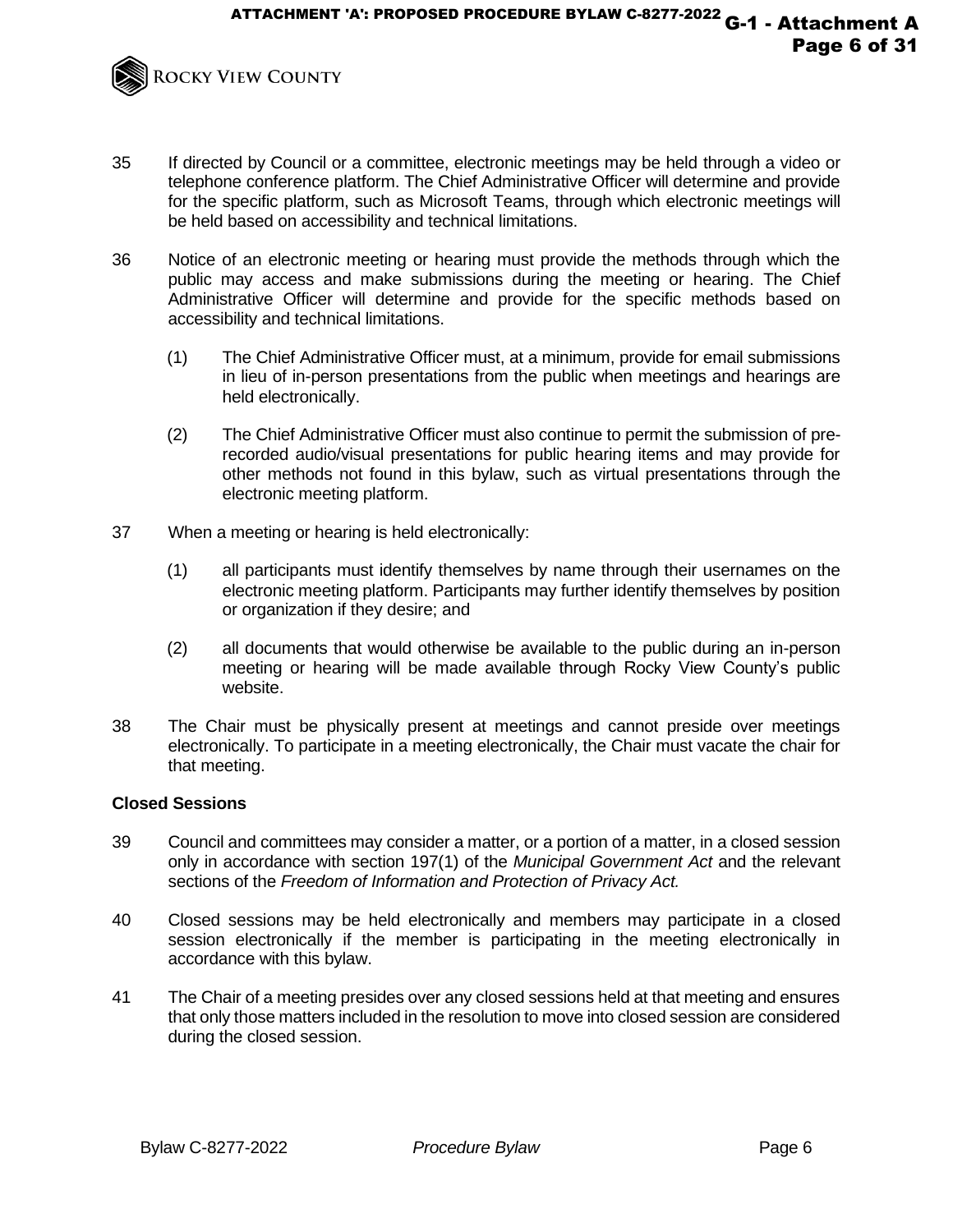35 If directed by Council or a committee, electronic meetings may be held through a video or telephone conference platform. The Chief Administrative Officer will determine and provide for the specific platform, such as Microsoft Teams, through which electronic meetings will be held based on accessibility and technical limitations.

36 Notice of an electronic meeting or hearing must provide the methods through which the public may access and make submissions during the meeting or hearing. The Chief Administrative Officer will determine and provide for the specific methods based on accessibility and technical limitations.

(1) The Chief Administrative Officer must, at a minimum, provide for email submissions in lieu of in-person presentations from the public when meetings and hearings are held electronically.

(2) The Chief Administrative Officer must also continue to permit the submission of pre-recorded audio/visual presentations for public hearing items and may provide for other methods not found in this bylaw, such as virtual presentations through the electronic meeting platform.

37 When a meeting or hearing is held electronically:

(1) all participants must identify themselves by name through their usernames on the electronic meeting platform. Participants may further identify themselves by position or organization if they desire; and

(2) all documents that would otherwise be available to the public during an in-person meeting or hearing will be made available through Rocky View County's public website.

38 The Chair must be physically present at meetings and cannot preside over meetings electronically. To participate in a meeting electronically, the Chair must vacate the chair for that meeting.

**Closed Sessions**

39 Council and committees may consider a matter, or a portion of a matter, in a closed session only in accordance with section 197(1) of the *Municipal Government Act* and the relevant sections of the *Freedom of Information and Protection of Privacy Act.*

40 Closed sessions may be held electronically and members may participate in a closed session electronically if the member is participating in the meeting electronically in accordance with this bylaw.

41 The Chair of a meeting presides over any closed sessions held at that meeting and ensures that only those matters included in the resolution to move into closed session are considered during the closed session.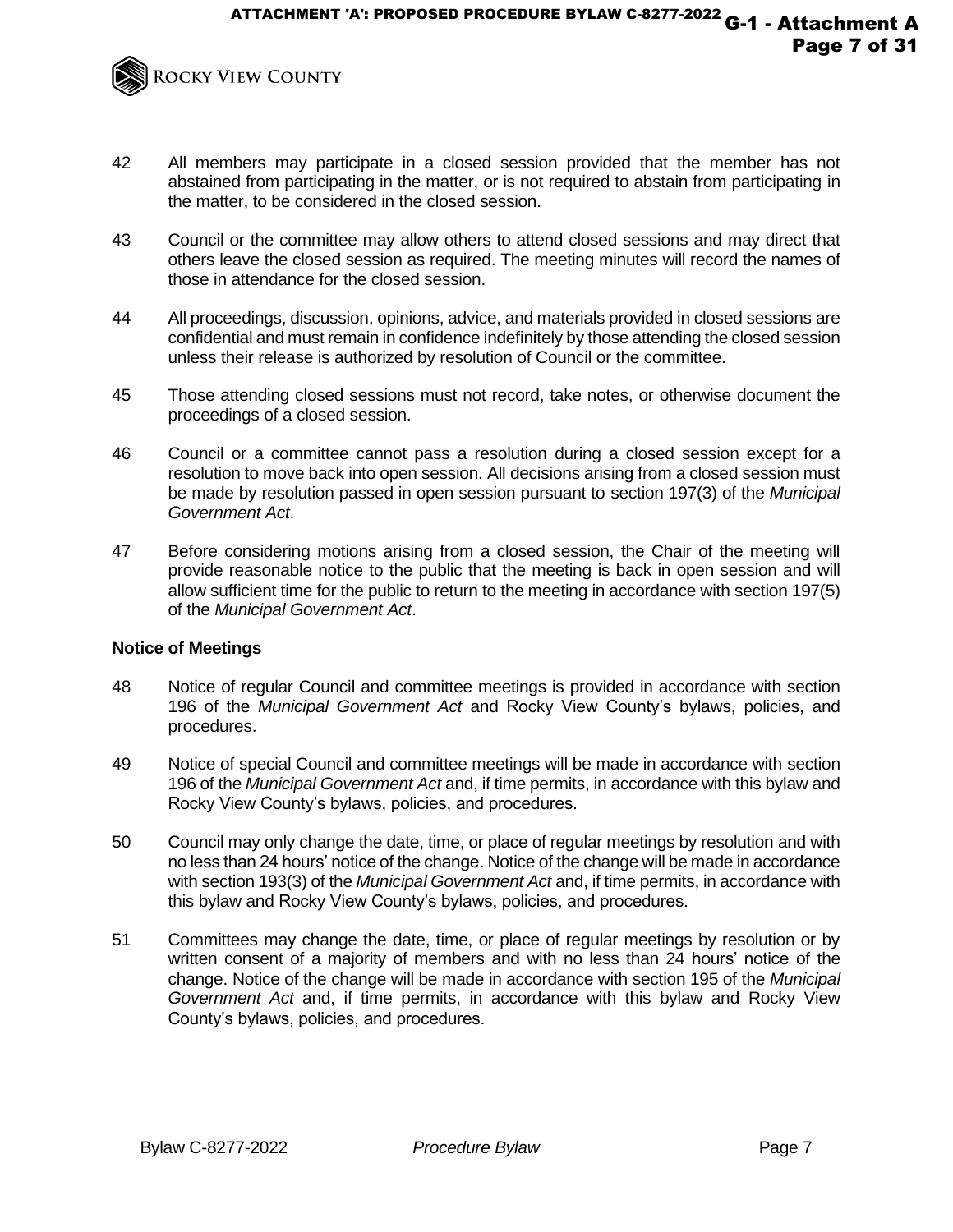42 All members may participate in a closed session provided that the member has not abstained from participating in the matter, or is not required to abstain from participating in the matter, to be considered in the closed session.

43 Council or the committee may allow others to attend closed sessions and may direct that others leave the closed session as required. The meeting minutes will record the names of those in attendance for the closed session.

44 All proceedings, discussion, opinions, advice, and materials provided in closed sessions are confidential and must remain in confidence indefinitely by those attending the closed session unless their release is authorized by resolution of Council or the committee.

45 Those attending closed sessions must not record, take notes, or otherwise document the proceedings of a closed session.

46 Council or a committee cannot pass a resolution during a closed session except for a resolution to move back into open session. All decisions arising from a closed session must be made by resolution passed in open session pursuant to section 197(3) of the *Municipal Government Act*.

47 Before considering motions arising from a closed session, the Chair of the meeting will provide reasonable notice to the public that the meeting is back in open session and will allow sufficient time for the public to return to the meeting in accordance with section 197(5) of the *Municipal Government Act*.

**Notice of Meetings**

48 Notice of regular Council and committee meetings is provided in accordance with section 196 of the *Municipal Government Act* and Rocky View County's bylaws, policies, and procedures.

49 Notice of special Council and committee meetings will be made in accordance with section 196 of the *Municipal Government Act* and, if time permits, in accordance with this bylaw and Rocky View County's bylaws, policies, and procedures.

50 Council may only change the date, time, or place of regular meetings by resolution and with no less than 24 hours' notice of the change. Notice of the change will be made in accordance with section 193(3) of the *Municipal Government Act* and, if time permits, in accordance with this bylaw and Rocky View County's bylaws, policies, and procedures.

51 Committees may change the date, time, or place of regular meetings by resolution or by written consent of a majority of members and with no less than 24 hours' notice of the change. Notice of the change will be made in accordance with section 195 of the *Municipal Government Act* and, if time permits, in accordance with this bylaw and Rocky View County's bylaws, policies, and procedures.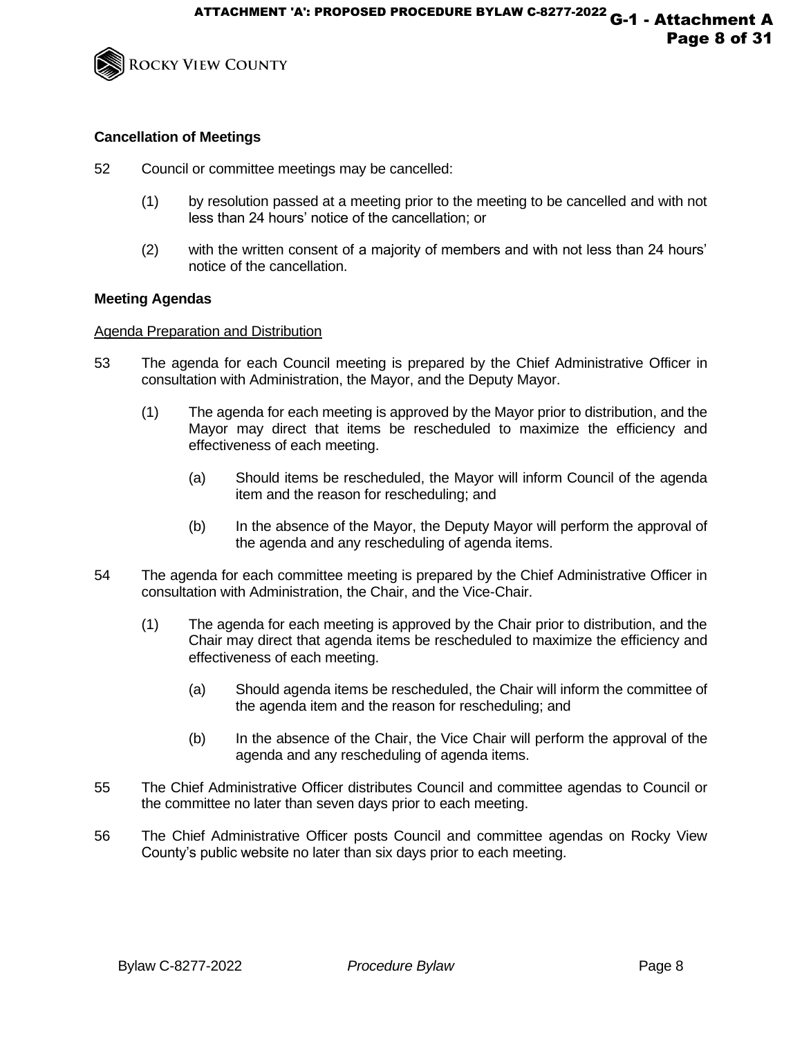**Cancellation of Meetings**

52 Council or committee meetings may be cancelled:

(1) by resolution passed at a meeting prior to the meeting to be cancelled and with not less than 24 hours' notice of the cancellation; or

(2) with the written consent of a majority of members and with not less than 24 hours' notice of the cancellation.

**Meeting Agendas**

Agenda Preparation and Distribution

53 The agenda for each Council meeting is prepared by the Chief Administrative Officer in consultation with Administration, the Mayor, and the Deputy Mayor.

(1) The agenda for each meeting is approved by the Mayor prior to distribution, and the Mayor may direct that items be rescheduled to maximize the efficiency and effectiveness of each meeting.

(a) Should items be rescheduled, the Mayor will inform Council of the agenda item and the reason for rescheduling; and

(b) In the absence of the Mayor, the Deputy Mayor will perform the approval of the agenda and any rescheduling of agenda items.

54 The agenda for each committee meeting is prepared by the Chief Administrative Officer in consultation with Administration, the Chair, and the Vice-Chair.

(1) The agenda for each meeting is approved by the Chair prior to distribution, and the Chair may direct that agenda items be rescheduled to maximize the efficiency and effectiveness of each meeting.

(a) Should agenda items be rescheduled, the Chair will inform the committee of the agenda item and the reason for rescheduling; and

(b) In the absence of the Chair, the Vice Chair will perform the approval of the agenda and any rescheduling of agenda items.

55 The Chief Administrative Officer distributes Council and committee agendas to Council or the committee no later than seven days prior to each meeting.

56 The Chief Administrative Officer posts Council and committee agendas on Rocky View County's public website no later than six days prior to each meeting.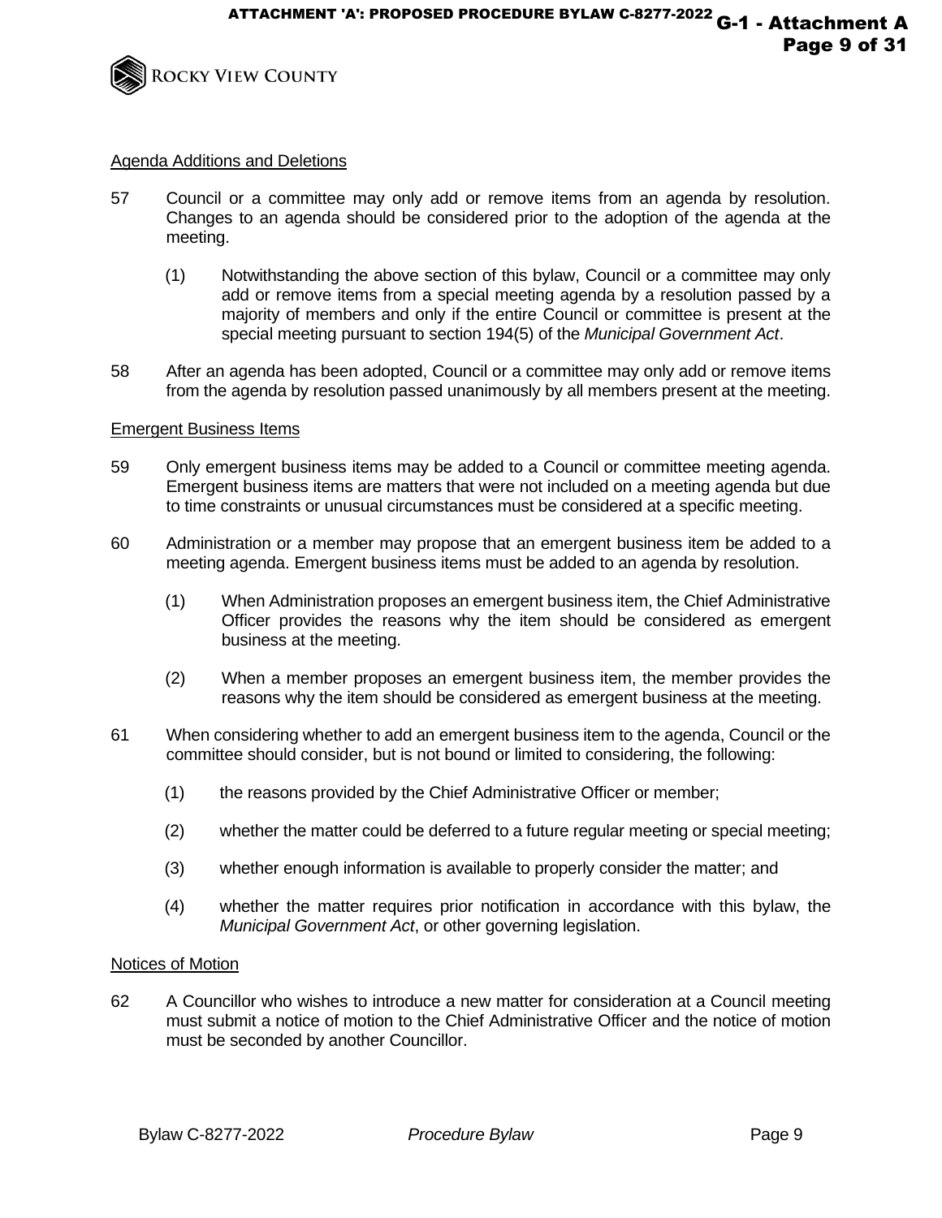## Agenda Additions and Deletions

57 Council or a committee may only add or remove items from an agenda by resolution. Changes to an agenda should be considered prior to the adoption of the agenda at the meeting.

(1) Notwithstanding the above section of this bylaw, Council or a committee may only add or remove items from a special meeting agenda by a resolution passed by a majority of members and only if the entire Council or committee is present at the special meeting pursuant to section 194(5) of the *Municipal Government Act*.

58 After an agenda has been adopted, Council or a committee may only add or remove items from the agenda by resolution passed unanimously by all members present at the meeting.

## Emergent Business Items

59 Only emergent business items may be added to a Council or committee meeting agenda. Emergent business items are matters that were not included on a meeting agenda but due to time constraints or unusual circumstances must be considered at a specific meeting.

60 Administration or a member may propose that an emergent business item be added to a meeting agenda. Emergent business items must be added to an agenda by resolution.

(1) When Administration proposes an emergent business item, the Chief Administrative Officer provides the reasons why the item should be considered as emergent business at the meeting.

(2) When a member proposes an emergent business item, the member provides the reasons why the item should be considered as emergent business at the meeting.

61 When considering whether to add an emergent business item to the agenda, Council or the committee should consider, but is not bound or limited to considering, the following:

(1) the reasons provided by the Chief Administrative Officer or member;

(2) whether the matter could be deferred to a future regular meeting or special meeting;

(3) whether enough information is available to properly consider the matter; and

(4) whether the matter requires prior notification in accordance with this bylaw, the *Municipal Government Act*, or other governing legislation.

## Notices of Motion

62 A Councillor who wishes to introduce a new matter for consideration at a Council meeting must submit a notice of motion to the Chief Administrative Officer and the notice of motion must be seconded by another Councillor.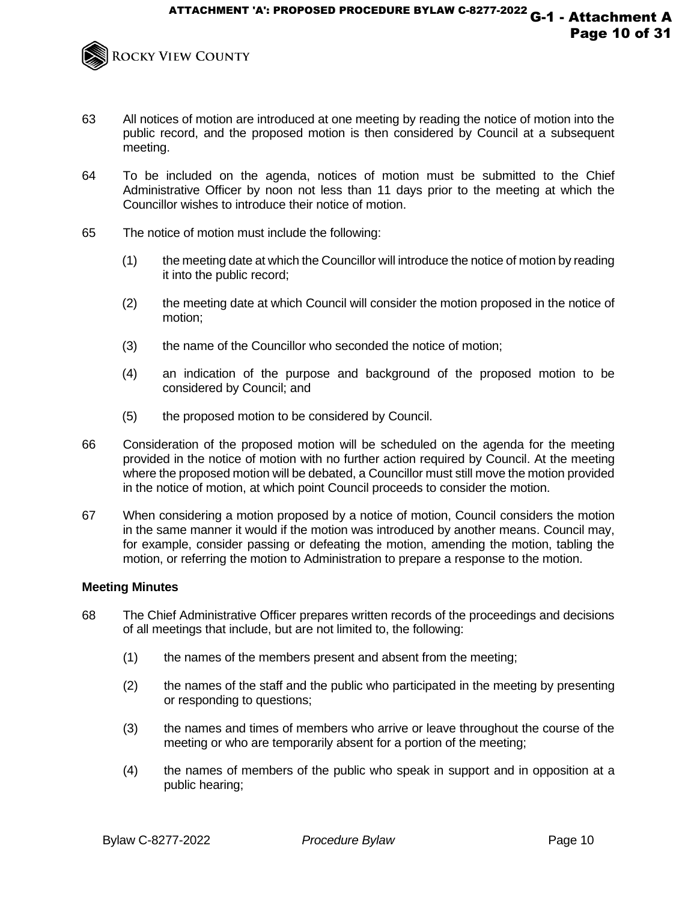63 All notices of motion are introduced at one meeting by reading the notice of motion into the public record, and the proposed motion is then considered by Council at a subsequent meeting.

64 To be included on the agenda, notices of motion must be submitted to the Chief Administrative Officer by noon not less than 11 days prior to the meeting at which the Councillor wishes to introduce their notice of motion.

65 The notice of motion must include the following:

(1) the meeting date at which the Councillor will introduce the notice of motion by reading it into the public record;

(2) the meeting date at which Council will consider the motion proposed in the notice of motion;

(3) the name of the Councillor who seconded the notice of motion;

(4) an indication of the purpose and background of the proposed motion to be considered by Council; and

(5) the proposed motion to be considered by Council.

66 Consideration of the proposed motion will be scheduled on the agenda for the meeting provided in the notice of motion with no further action required by Council. At the meeting where the proposed motion will be debated, a Councillor must still move the motion provided in the notice of motion, at which point Council proceeds to consider the motion.

67 When considering a motion proposed by a notice of motion, Council considers the motion in the same manner it would if the motion was introduced by another means. Council may, for example, consider passing or defeating the motion, amending the motion, tabling the motion, or referring the motion to Administration to prepare a response to the motion.

**Meeting Minutes**

68 The Chief Administrative Officer prepares written records of the proceedings and decisions of all meetings that include, but are not limited to, the following:

(1) the names of the members present and absent from the meeting;

(2) the names of the staff and the public who participated in the meeting by presenting or responding to questions;

(3) the names and times of members who arrive or leave throughout the course of the meeting or who are temporarily absent for a portion of the meeting;

(4) the names of members of the public who speak in support and in opposition at a public hearing;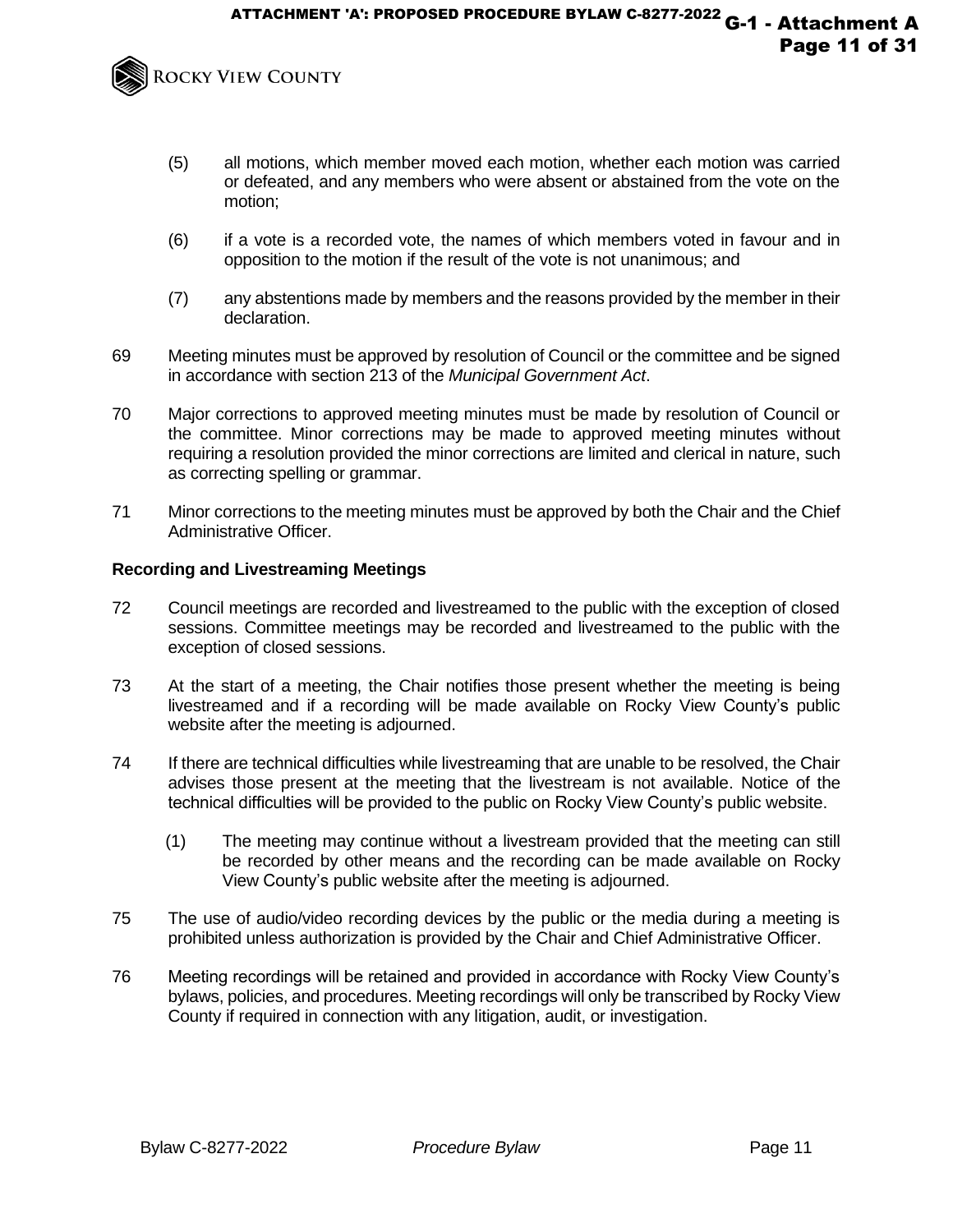(5) all motions, which member moved each motion, whether each motion was carried or defeated, and any members who were absent or abstained from the vote on the motion;

(6) if a vote is a recorded vote, the names of which members voted in favour and in opposition to the motion if the result of the vote is not unanimous; and

(7) any abstentions made by members and the reasons provided by the member in their declaration.

69 Meeting minutes must be approved by resolution of Council or the committee and be signed in accordance with section 213 of the *Municipal Government Act*.

70 Major corrections to approved meeting minutes must be made by resolution of Council or the committee. Minor corrections may be made to approved meeting minutes without requiring a resolution provided the minor corrections are limited and clerical in nature, such as correcting spelling or grammar.

71 Minor corrections to the meeting minutes must be approved by both the Chair and the Chief Administrative Officer.

**Recording and Livestreaming Meetings**

72 Council meetings are recorded and livestreamed to the public with the exception of closed sessions. Committee meetings may be recorded and livestreamed to the public with the exception of closed sessions.

73 At the start of a meeting, the Chair notifies those present whether the meeting is being livestreamed and if a recording will be made available on Rocky View County's public website after the meeting is adjourned.

74 If there are technical difficulties while livestreaming that are unable to be resolved, the Chair advises those present at the meeting that the livestream is not available. Notice of the technical difficulties will be provided to the public on Rocky View County's public website.

(1) The meeting may continue without a livestream provided that the meeting can still be recorded by other means and the recording can be made available on Rocky View County's public website after the meeting is adjourned.

75 The use of audio/video recording devices by the public or the media during a meeting is prohibited unless authorization is provided by the Chair and Chief Administrative Officer.

76 Meeting recordings will be retained and provided in accordance with Rocky View County's bylaws, policies, and procedures. Meeting recordings will only be transcribed by Rocky View County if required in connection with any litigation, audit, or investigation.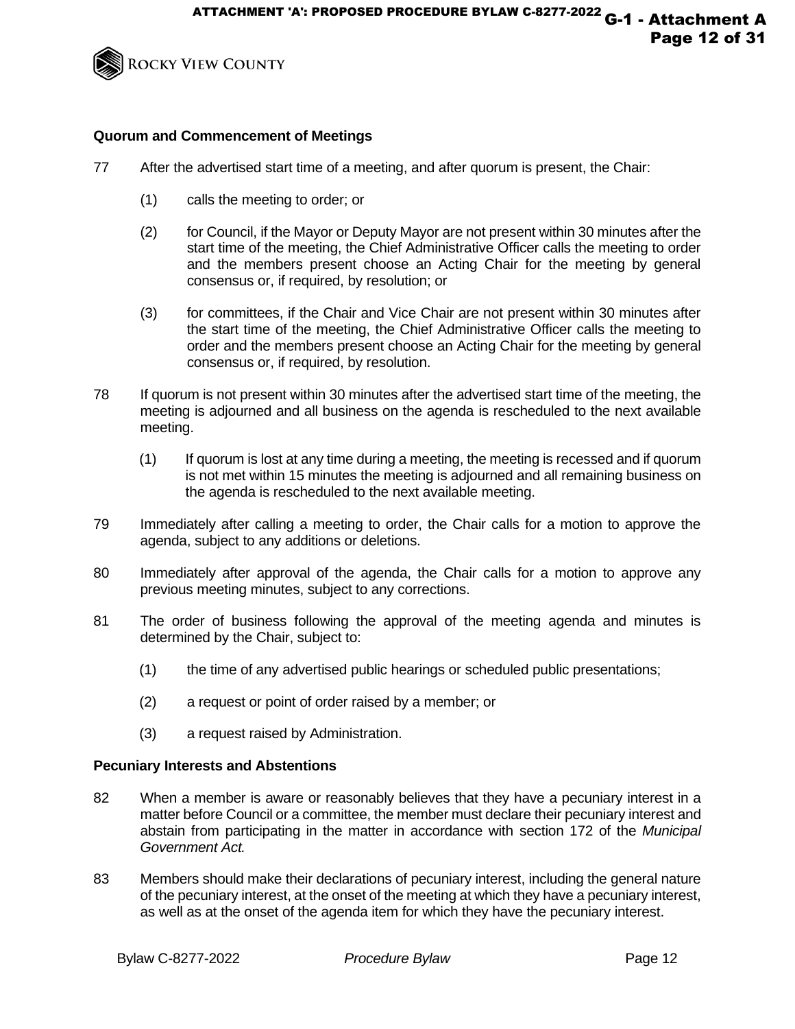### Quorum and Commencement of Meetings

77 After the advertised start time of a meeting, and after quorum is present, the Chair:

(1) calls the meeting to order; or

(2) for Council, if the Mayor or Deputy Mayor are not present within 30 minutes after the start time of the meeting, the Chief Administrative Officer calls the meeting to order and the members present choose an Acting Chair for the meeting by general consensus or, if required, by resolution; or

(3) for committees, if the Chair and Vice Chair are not present within 30 minutes after the start time of the meeting, the Chief Administrative Officer calls the meeting to order and the members present choose an Acting Chair for the meeting by general consensus or, if required, by resolution.

78 If quorum is not present within 30 minutes after the advertised start time of the meeting, the meeting is adjourned and all business on the agenda is rescheduled to the next available meeting.

(1) If quorum is lost at any time during a meeting, the meeting is recessed and if quorum is not met within 15 minutes the meeting is adjourned and all remaining business on the agenda is rescheduled to the next available meeting.

79 Immediately after calling a meeting to order, the Chair calls for a motion to approve the agenda, subject to any additions or deletions.

80 Immediately after approval of the agenda, the Chair calls for a motion to approve any previous meeting minutes, subject to any corrections.

81 The order of business following the approval of the meeting agenda and minutes is determined by the Chair, subject to:

(1) the time of any advertised public hearings or scheduled public presentations;

(2) a request or point of order raised by a member; or

(3) a request raised by Administration.

### Pecuniary Interests and Abstentions

82 When a member is aware or reasonably believes that they have a pecuniary interest in a matter before Council or a committee, the member must declare their pecuniary interest and abstain from participating in the matter in accordance with section 172 of the *Municipal Government Act.*

83 Members should make their declarations of pecuniary interest, including the general nature of the pecuniary interest, at the onset of the meeting at which they have a pecuniary interest, as well as at the onset of the agenda item for which they have the pecuniary interest.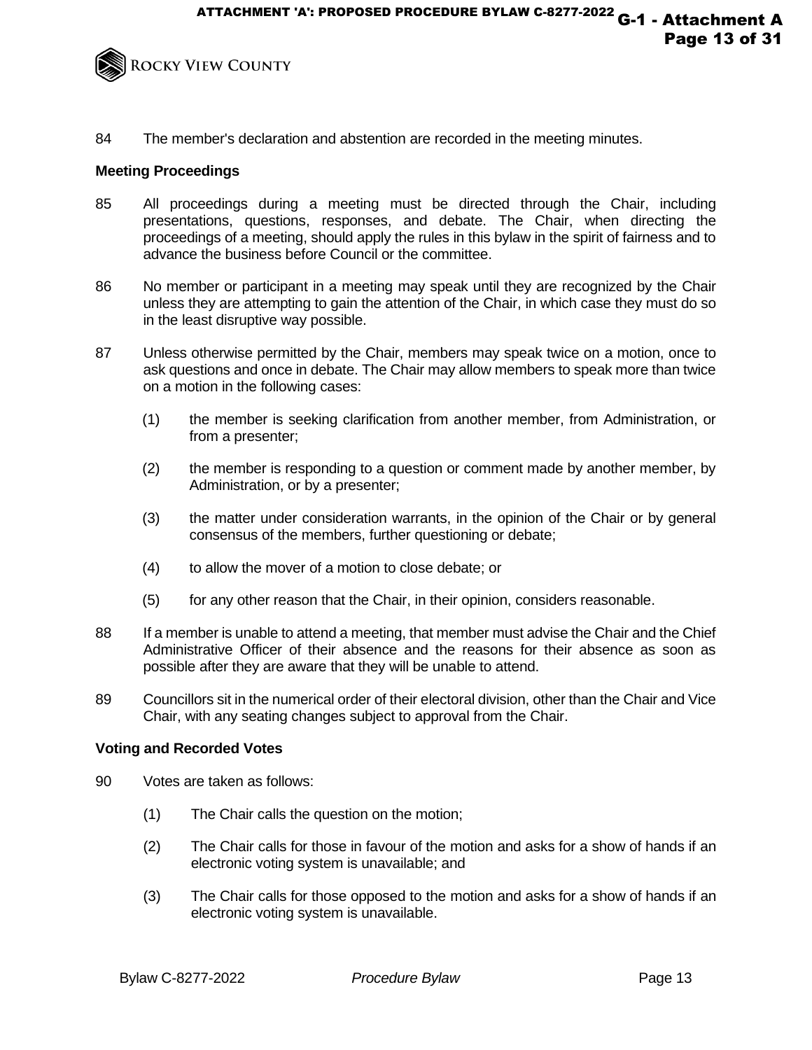84 The member's declaration and abstention are recorded in the meeting minutes.

**Meeting Proceedings**

85 All proceedings during a meeting must be directed through the Chair, including presentations, questions, responses, and debate. The Chair, when directing the proceedings of a meeting, should apply the rules in this bylaw in the spirit of fairness and to advance the business before Council or the committee.

86 No member or participant in a meeting may speak until they are recognized by the Chair unless they are attempting to gain the attention of the Chair, in which case they must do so in the least disruptive way possible.

87 Unless otherwise permitted by the Chair, members may speak twice on a motion, once to ask questions and once in debate. The Chair may allow members to speak more than twice on a motion in the following cases:

(1) the member is seeking clarification from another member, from Administration, or from a presenter;

(2) the member is responding to a question or comment made by another member, by Administration, or by a presenter;

(3) the matter under consideration warrants, in the opinion of the Chair or by general consensus of the members, further questioning or debate;

(4) to allow the mover of a motion to close debate; or

(5) for any other reason that the Chair, in their opinion, considers reasonable.

88 If a member is unable to attend a meeting, that member must advise the Chair and the Chief Administrative Officer of their absence and the reasons for their absence as soon as possible after they are aware that they will be unable to attend.

89 Councillors sit in the numerical order of their electoral division, other than the Chair and Vice Chair, with any seating changes subject to approval from the Chair.

**Voting and Recorded Votes**

90 Votes are taken as follows:

(1) The Chair calls the question on the motion;

(2) The Chair calls for those in favour of the motion and asks for a show of hands if an electronic voting system is unavailable; and

(3) The Chair calls for those opposed to the motion and asks for a show of hands if an electronic voting system is unavailable.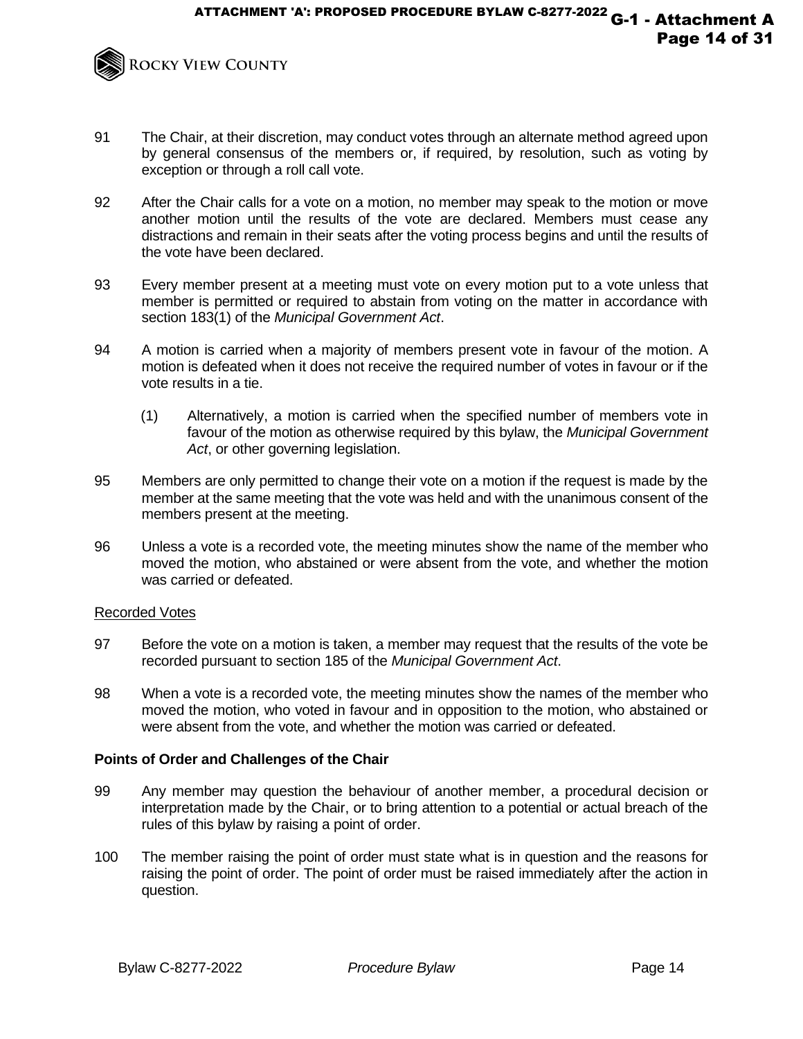91 The Chair, at their discretion, may conduct votes through an alternate method agreed upon by general consensus of the members or, if required, by resolution, such as voting by exception or through a roll call vote.

92 After the Chair calls for a vote on a motion, no member may speak to the motion or move another motion until the results of the vote are declared. Members must cease any distractions and remain in their seats after the voting process begins and until the results of the vote have been declared.

93 Every member present at a meeting must vote on every motion put to a vote unless that member is permitted or required to abstain from voting on the matter in accordance with section 183(1) of the *Municipal Government Act*.

94 A motion is carried when a majority of members present vote in favour of the motion. A motion is defeated when it does not receive the required number of votes in favour or if the vote results in a tie.

(1) Alternatively, a motion is carried when the specified number of members vote in favour of the motion as otherwise required by this bylaw, the *Municipal Government Act*, or other governing legislation.

95 Members are only permitted to change their vote on a motion if the request is made by the member at the same meeting that the vote was held and with the unanimous consent of the members present at the meeting.

96 Unless a vote is a recorded vote, the meeting minutes show the name of the member who moved the motion, who abstained or were absent from the vote, and whether the motion was carried or defeated.

<u>Recorded Votes</u>

97 Before the vote on a motion is taken, a member may request that the results of the vote be recorded pursuant to section 185 of the *Municipal Government Act*.

98 When a vote is a recorded vote, the meeting minutes show the names of the member who moved the motion, who voted in favour and in opposition to the motion, who abstained or were absent from the vote, and whether the motion was carried or defeated.

**Points of Order and Challenges of the Chair**

99 Any member may question the behaviour of another member, a procedural decision or interpretation made by the Chair, or to bring attention to a potential or actual breach of the rules of this bylaw by raising a point of order.

100 The member raising the point of order must state what is in question and the reasons for raising the point of order. The point of order must be raised immediately after the action in question.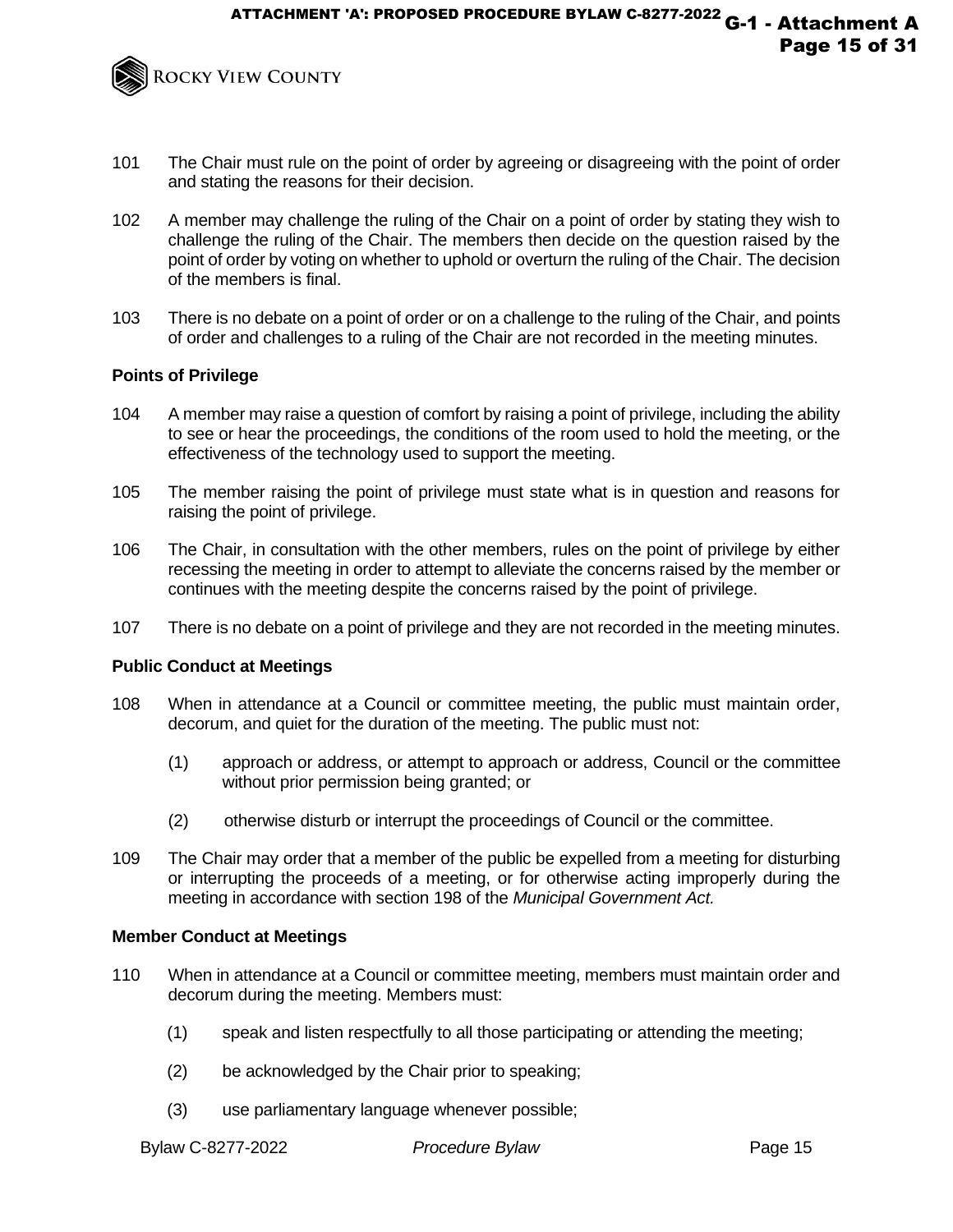101 The Chair must rule on the point of order by agreeing or disagreeing with the point of order and stating the reasons for their decision.

102 A member may challenge the ruling of the Chair on a point of order by stating they wish to challenge the ruling of the Chair. The members then decide on the question raised by the point of order by voting on whether to uphold or overturn the ruling of the Chair. The decision of the members is final.

103 There is no debate on a point of order or on a challenge to the ruling of the Chair, and points of order and challenges to a ruling of the Chair are not recorded in the meeting minutes.

**Points of Privilege**

104 A member may raise a question of comfort by raising a point of privilege, including the ability to see or hear the proceedings, the conditions of the room used to hold the meeting, or the effectiveness of the technology used to support the meeting.

105 The member raising the point of privilege must state what is in question and reasons for raising the point of privilege.

106 The Chair, in consultation with the other members, rules on the point of privilege by either recessing the meeting in order to attempt to alleviate the concerns raised by the member or continues with the meeting despite the concerns raised by the point of privilege.

107 There is no debate on a point of privilege and they are not recorded in the meeting minutes.

**Public Conduct at Meetings**

108 When in attendance at a Council or committee meeting, the public must maintain order, decorum, and quiet for the duration of the meeting. The public must not:

(1) approach or address, or attempt to approach or address, Council or the committee without prior permission being granted; or

(2) otherwise disturb or interrupt the proceedings of Council or the committee.

109 The Chair may order that a member of the public be expelled from a meeting for disturbing or interrupting the proceeds of a meeting, or for otherwise acting improperly during the meeting in accordance with section 198 of the *Municipal Government Act.*

**Member Conduct at Meetings**

110 When in attendance at a Council or committee meeting, members must maintain order and decorum during the meeting. Members must:

(1) speak and listen respectfully to all those participating or attending the meeting;

(2) be acknowledged by the Chair prior to speaking;

(3) use parliamentary language whenever possible;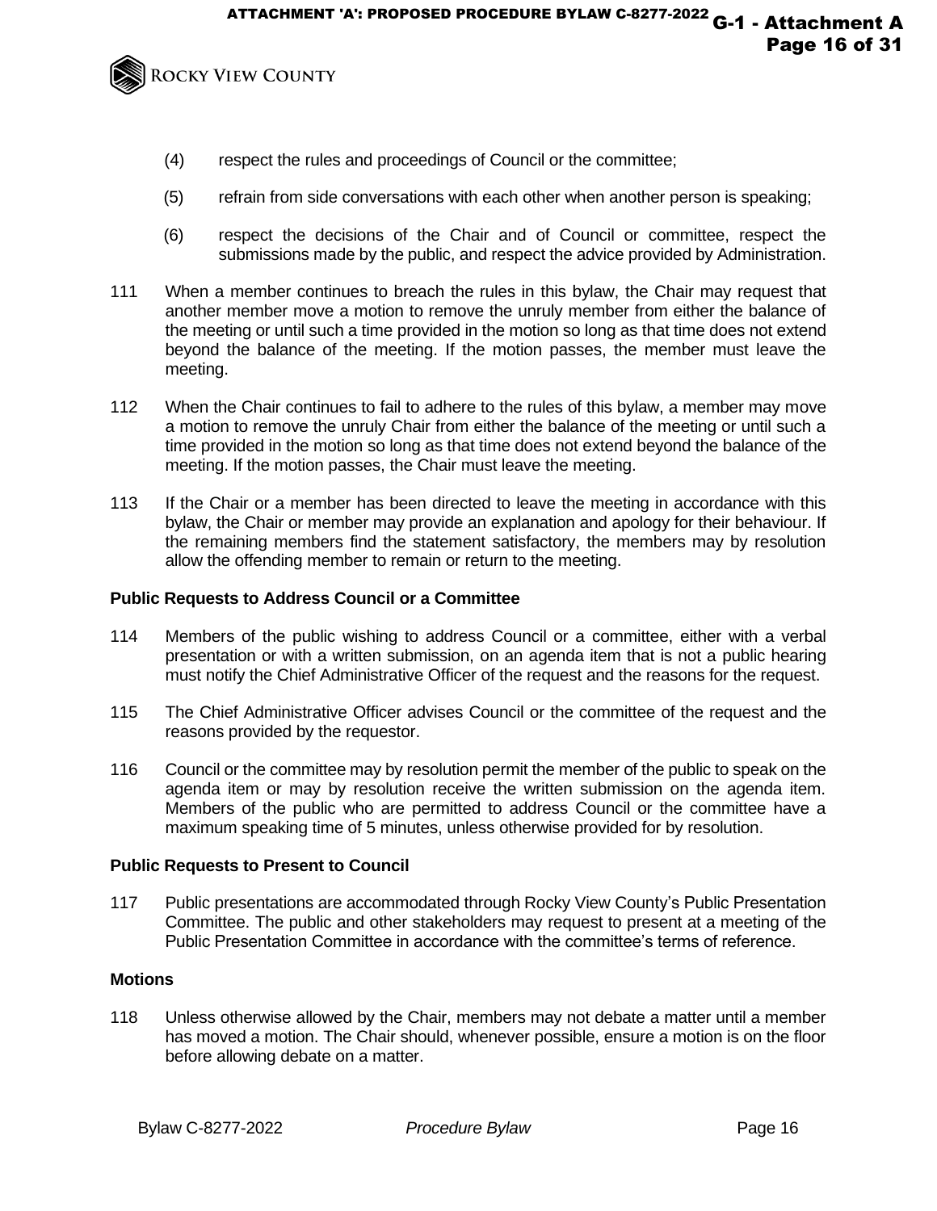(4) respect the rules and proceedings of Council or the committee;

(5) refrain from side conversations with each other when another person is speaking;

(6) respect the decisions of the Chair and of Council or committee, respect the submissions made by the public, and respect the advice provided by Administration.

111 When a member continues to breach the rules in this bylaw, the Chair may request that another member move a motion to remove the unruly member from either the balance of the meeting or until such a time provided in the motion so long as that time does not extend beyond the balance of the meeting. If the motion passes, the member must leave the meeting.

112 When the Chair continues to fail to adhere to the rules of this bylaw, a member may move a motion to remove the unruly Chair from either the balance of the meeting or until such a time provided in the motion so long as that time does not extend beyond the balance of the meeting. If the motion passes, the Chair must leave the meeting.

113 If the Chair or a member has been directed to leave the meeting in accordance with this bylaw, the Chair or member may provide an explanation and apology for their behaviour. If the remaining members find the statement satisfactory, the members may by resolution allow the offending member to remain or return to the meeting.

**Public Requests to Address Council or a Committee**

114 Members of the public wishing to address Council or a committee, either with a verbal presentation or with a written submission, on an agenda item that is not a public hearing must notify the Chief Administrative Officer of the request and the reasons for the request.

115 The Chief Administrative Officer advises Council or the committee of the request and the reasons provided by the requestor.

116 Council or the committee may by resolution permit the member of the public to speak on the agenda item or may by resolution receive the written submission on the agenda item. Members of the public who are permitted to address Council or the committee have a maximum speaking time of 5 minutes, unless otherwise provided for by resolution.

**Public Requests to Present to Council**

117 Public presentations are accommodated through Rocky View County's Public Presentation Committee. The public and other stakeholders may request to present at a meeting of the Public Presentation Committee in accordance with the committee's terms of reference.

**Motions**

118 Unless otherwise allowed by the Chair, members may not debate a matter until a member has moved a motion. The Chair should, whenever possible, ensure a motion is on the floor before allowing debate on a matter.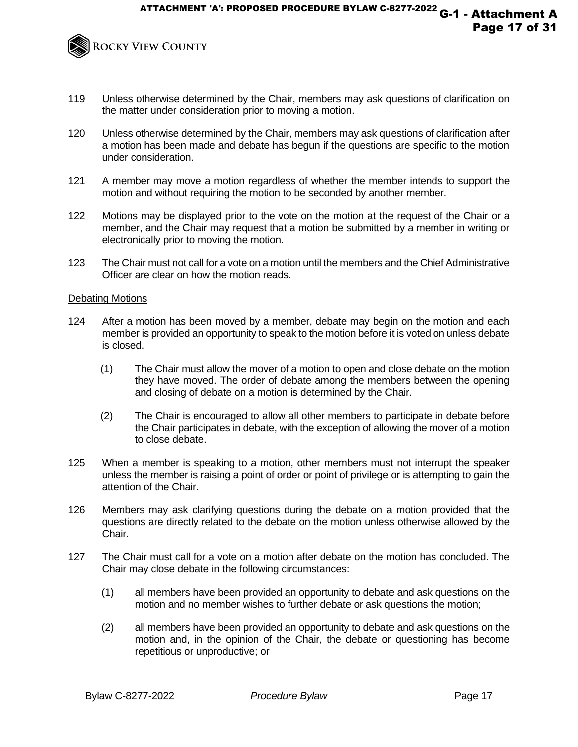119 Unless otherwise determined by the Chair, members may ask questions of clarification on the matter under consideration prior to moving a motion.

120 Unless otherwise determined by the Chair, members may ask questions of clarification after a motion has been made and debate has begun if the questions are specific to the motion under consideration.

121 A member may move a motion regardless of whether the member intends to support the motion and without requiring the motion to be seconded by another member.

122 Motions may be displayed prior to the vote on the motion at the request of the Chair or a member, and the Chair may request that a motion be submitted by a member in writing or electronically prior to moving the motion.

123 The Chair must not call for a vote on a motion until the members and the Chief Administrative Officer are clear on how the motion reads.

<u>Debating Motions</u>

124 After a motion has been moved by a member, debate may begin on the motion and each member is provided an opportunity to speak to the motion before it is voted on unless debate is closed.

  (1) The Chair must allow the mover of a motion to open and close debate on the motion they have moved. The order of debate among the members between the opening and closing of debate on a motion is determined by the Chair.

  (2) The Chair is encouraged to allow all other members to participate in debate before the Chair participates in debate, with the exception of allowing the mover of a motion to close debate.

125 When a member is speaking to a motion, other members must not interrupt the speaker unless the member is raising a point of order or point of privilege or is attempting to gain the attention of the Chair.

126 Members may ask clarifying questions during the debate on a motion provided that the questions are directly related to the debate on the motion unless otherwise allowed by the Chair.

127 The Chair must call for a vote on a motion after debate on the motion has concluded. The Chair may close debate in the following circumstances:

  (1) all members have been provided an opportunity to debate and ask questions on the motion and no member wishes to further debate or ask questions the motion;

  (2) all members have been provided an opportunity to debate and ask questions on the motion and, in the opinion of the Chair, the debate or questioning has become repetitious or unproductive; or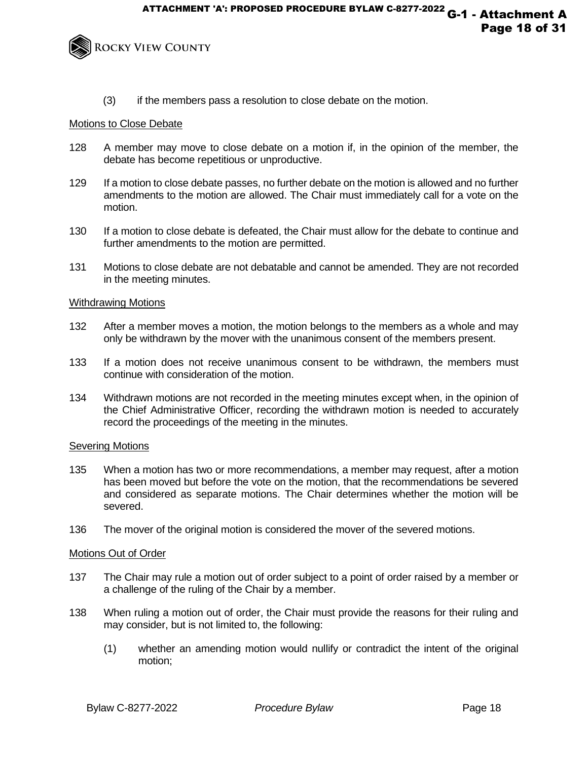(3) if the members pass a resolution to close debate on the motion.

Motions to Close Debate

128 A member may move to close debate on a motion if, in the opinion of the member, the debate has become repetitious or unproductive.

129 If a motion to close debate passes, no further debate on the motion is allowed and no further amendments to the motion are allowed. The Chair must immediately call for a vote on the motion.

130 If a motion to close debate is defeated, the Chair must allow for the debate to continue and further amendments to the motion are permitted.

131 Motions to close debate are not debatable and cannot be amended. They are not recorded in the meeting minutes.

Withdrawing Motions

132 After a member moves a motion, the motion belongs to the members as a whole and may only be withdrawn by the mover with the unanimous consent of the members present.

133 If a motion does not receive unanimous consent to be withdrawn, the members must continue with consideration of the motion.

134 Withdrawn motions are not recorded in the meeting minutes except when, in the opinion of the Chief Administrative Officer, recording the withdrawn motion is needed to accurately record the proceedings of the meeting in the minutes.

Severing Motions

135 When a motion has two or more recommendations, a member may request, after a motion has been moved but before the vote on the motion, that the recommendations be severed and considered as separate motions. The Chair determines whether the motion will be severed.

136 The mover of the original motion is considered the mover of the severed motions.

Motions Out of Order

137 The Chair may rule a motion out of order subject to a point of order raised by a member or a challenge of the ruling of the Chair by a member.

138 When ruling a motion out of order, the Chair must provide the reasons for their ruling and may consider, but is not limited to, the following:

(1) whether an amending motion would nullify or contradict the intent of the original motion;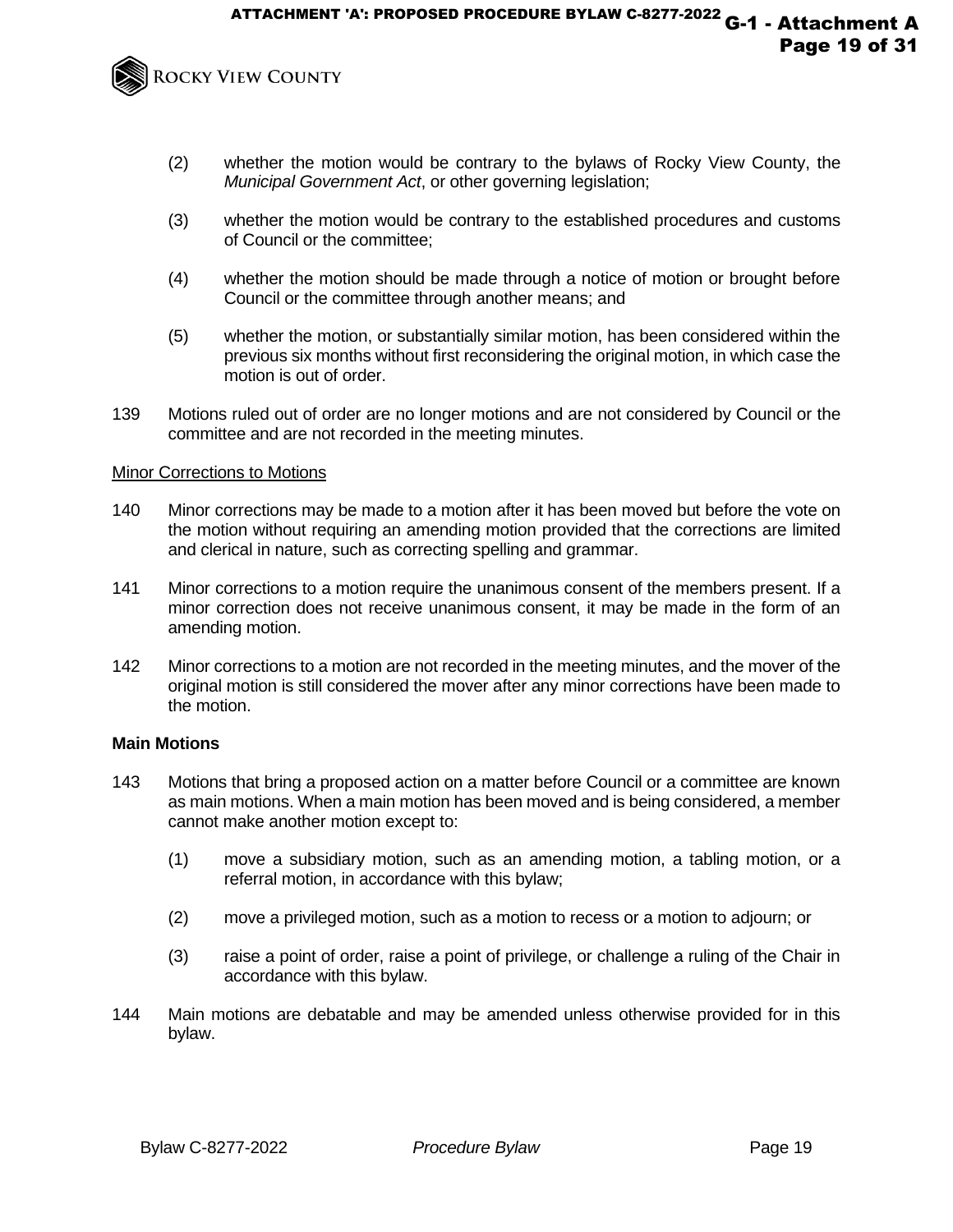(2) whether the motion would be contrary to the bylaws of Rocky View County, the *Municipal Government Act*, or other governing legislation;

(3) whether the motion would be contrary to the established procedures and customs of Council or the committee;

(4) whether the motion should be made through a notice of motion or brought before Council or the committee through another means; and

(5) whether the motion, or substantially similar motion, has been considered within the previous six months without first reconsidering the original motion, in which case the motion is out of order.

139 Motions ruled out of order are no longer motions and are not considered by Council or the committee and are not recorded in the meeting minutes.

<u>Minor Corrections to Motions</u>

140 Minor corrections may be made to a motion after it has been moved but before the vote on the motion without requiring an amending motion provided that the corrections are limited and clerical in nature, such as correcting spelling and grammar.

141 Minor corrections to a motion require the unanimous consent of the members present. If a minor correction does not receive unanimous consent, it may be made in the form of an amending motion.

142 Minor corrections to a motion are not recorded in the meeting minutes, and the mover of the original motion is still considered the mover after any minor corrections have been made to the motion.

**Main Motions**

143 Motions that bring a proposed action on a matter before Council or a committee are known as main motions. When a main motion has been moved and is being considered, a member cannot make another motion except to:

(1) move a subsidiary motion, such as an amending motion, a tabling motion, or a referral motion, in accordance with this bylaw;

(2) move a privileged motion, such as a motion to recess or a motion to adjourn; or

(3) raise a point of order, raise a point of privilege, or challenge a ruling of the Chair in accordance with this bylaw.

144 Main motions are debatable and may be amended unless otherwise provided for in this bylaw.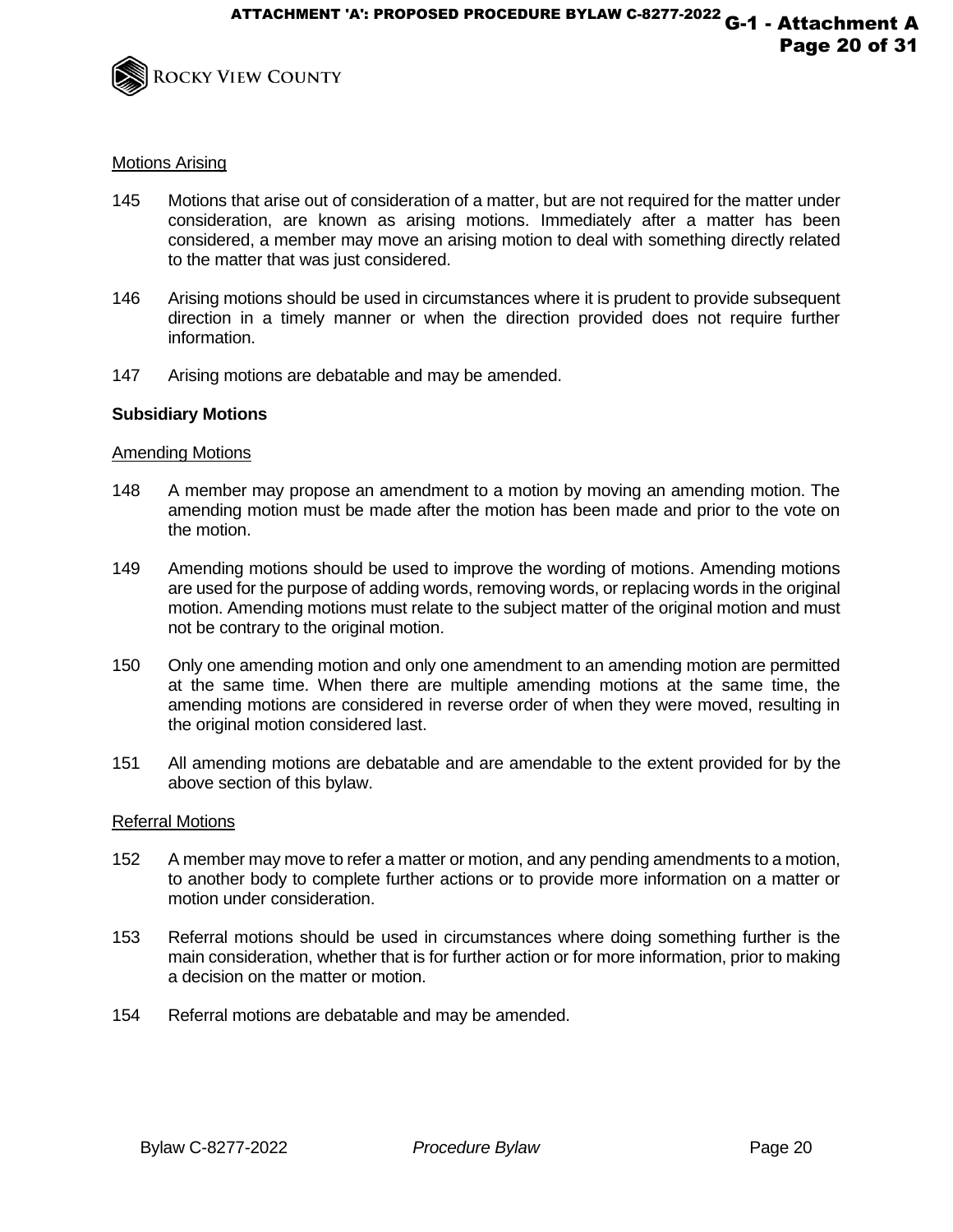Motions Arising

145 Motions that arise out of consideration of a matter, but are not required for the matter under consideration, are known as arising motions. Immediately after a matter has been considered, a member may move an arising motion to deal with something directly related to the matter that was just considered.

146 Arising motions should be used in circumstances where it is prudent to provide subsequent direction in a timely manner or when the direction provided does not require further information.

147 Arising motions are debatable and may be amended.

**Subsidiary Motions**

Amending Motions

148 A member may propose an amendment to a motion by moving an amending motion. The amending motion must be made after the motion has been made and prior to the vote on the motion.

149 Amending motions should be used to improve the wording of motions. Amending motions are used for the purpose of adding words, removing words, or replacing words in the original motion. Amending motions must relate to the subject matter of the original motion and must not be contrary to the original motion.

150 Only one amending motion and only one amendment to an amending motion are permitted at the same time. When there are multiple amending motions at the same time, the amending motions are considered in reverse order of when they were moved, resulting in the original motion considered last.

151 All amending motions are debatable and are amendable to the extent provided for by the above section of this bylaw.

Referral Motions

152 A member may move to refer a matter or motion, and any pending amendments to a motion, to another body to complete further actions or to provide more information on a matter or motion under consideration.

153 Referral motions should be used in circumstances where doing something further is the main consideration, whether that is for further action or for more information, prior to making a decision on the matter or motion.

154 Referral motions are debatable and may be amended.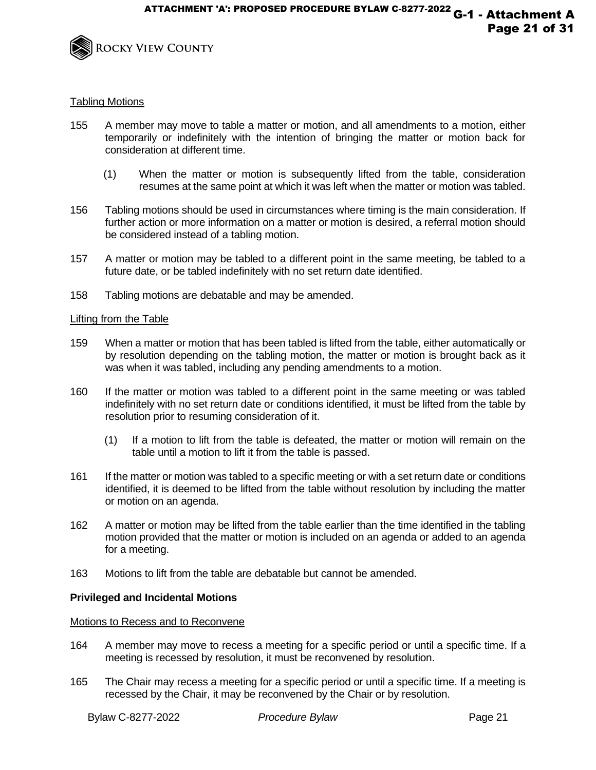Tabling Motions

155 A member may move to table a matter or motion, and all amendments to a motion, either temporarily or indefinitely with the intention of bringing the matter or motion back for consideration at different time.

(1) When the matter or motion is subsequently lifted from the table, consideration resumes at the same point at which it was left when the matter or motion was tabled.

156 Tabling motions should be used in circumstances where timing is the main consideration. If further action or more information on a matter or motion is desired, a referral motion should be considered instead of a tabling motion.

157 A matter or motion may be tabled to a different point in the same meeting, be tabled to a future date, or be tabled indefinitely with no set return date identified.

158 Tabling motions are debatable and may be amended.

Lifting from the Table

159 When a matter or motion that has been tabled is lifted from the table, either automatically or by resolution depending on the tabling motion, the matter or motion is brought back as it was when it was tabled, including any pending amendments to a motion.

160 If the matter or motion was tabled to a different point in the same meeting or was tabled indefinitely with no set return date or conditions identified, it must be lifted from the table by resolution prior to resuming consideration of it.

(1) If a motion to lift from the table is defeated, the matter or motion will remain on the table until a motion to lift it from the table is passed.

161 If the matter or motion was tabled to a specific meeting or with a set return date or conditions identified, it is deemed to be lifted from the table without resolution by including the matter or motion on an agenda.

162 A matter or motion may be lifted from the table earlier than the time identified in the tabling motion provided that the matter or motion is included on an agenda or added to an agenda for a meeting.

163 Motions to lift from the table are debatable but cannot be amended.

**Privileged and Incidental Motions**

Motions to Recess and to Reconvene

164 A member may move to recess a meeting for a specific period or until a specific time. If a meeting is recessed by resolution, it must be reconvened by resolution.

165 The Chair may recess a meeting for a specific period or until a specific time. If a meeting is recessed by the Chair, it may be reconvened by the Chair or by resolution.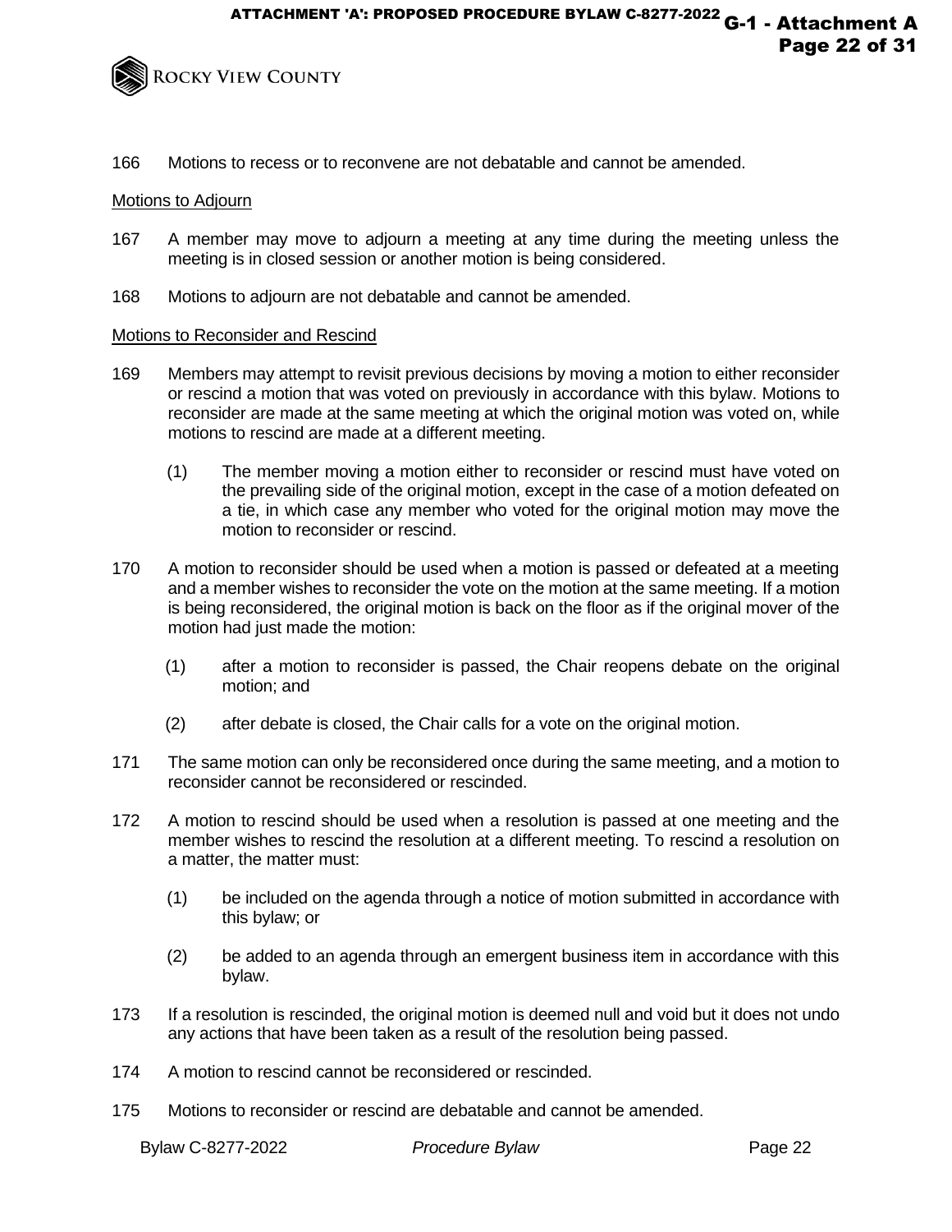166 Motions to recess or to reconvene are not debatable and cannot be amended.

Motions to Adjourn

167 A member may move to adjourn a meeting at any time during the meeting unless the meeting is in closed session or another motion is being considered.

168 Motions to adjourn are not debatable and cannot be amended.

Motions to Reconsider and Rescind

169 Members may attempt to revisit previous decisions by moving a motion to either reconsider or rescind a motion that was voted on previously in accordance with this bylaw. Motions to reconsider are made at the same meeting at which the original motion was voted on, while motions to rescind are made at a different meeting.

(1) The member moving a motion either to reconsider or rescind must have voted on the prevailing side of the original motion, except in the case of a motion defeated on a tie, in which case any member who voted for the original motion may move the motion to reconsider or rescind.

170 A motion to reconsider should be used when a motion is passed or defeated at a meeting and a member wishes to reconsider the vote on the motion at the same meeting. If a motion is being reconsidered, the original motion is back on the floor as if the original mover of the motion had just made the motion:

(1) after a motion to reconsider is passed, the Chair reopens debate on the original motion; and

(2) after debate is closed, the Chair calls for a vote on the original motion.

171 The same motion can only be reconsidered once during the same meeting, and a motion to reconsider cannot be reconsidered or rescinded.

172 A motion to rescind should be used when a resolution is passed at one meeting and the member wishes to rescind the resolution at a different meeting. To rescind a resolution on a matter, the matter must:

(1) be included on the agenda through a notice of motion submitted in accordance with this bylaw; or

(2) be added to an agenda through an emergent business item in accordance with this bylaw.

173 If a resolution is rescinded, the original motion is deemed null and void but it does not undo any actions that have been taken as a result of the resolution being passed.

174 A motion to rescind cannot be reconsidered or rescinded.

175 Motions to reconsider or rescind are debatable and cannot be amended.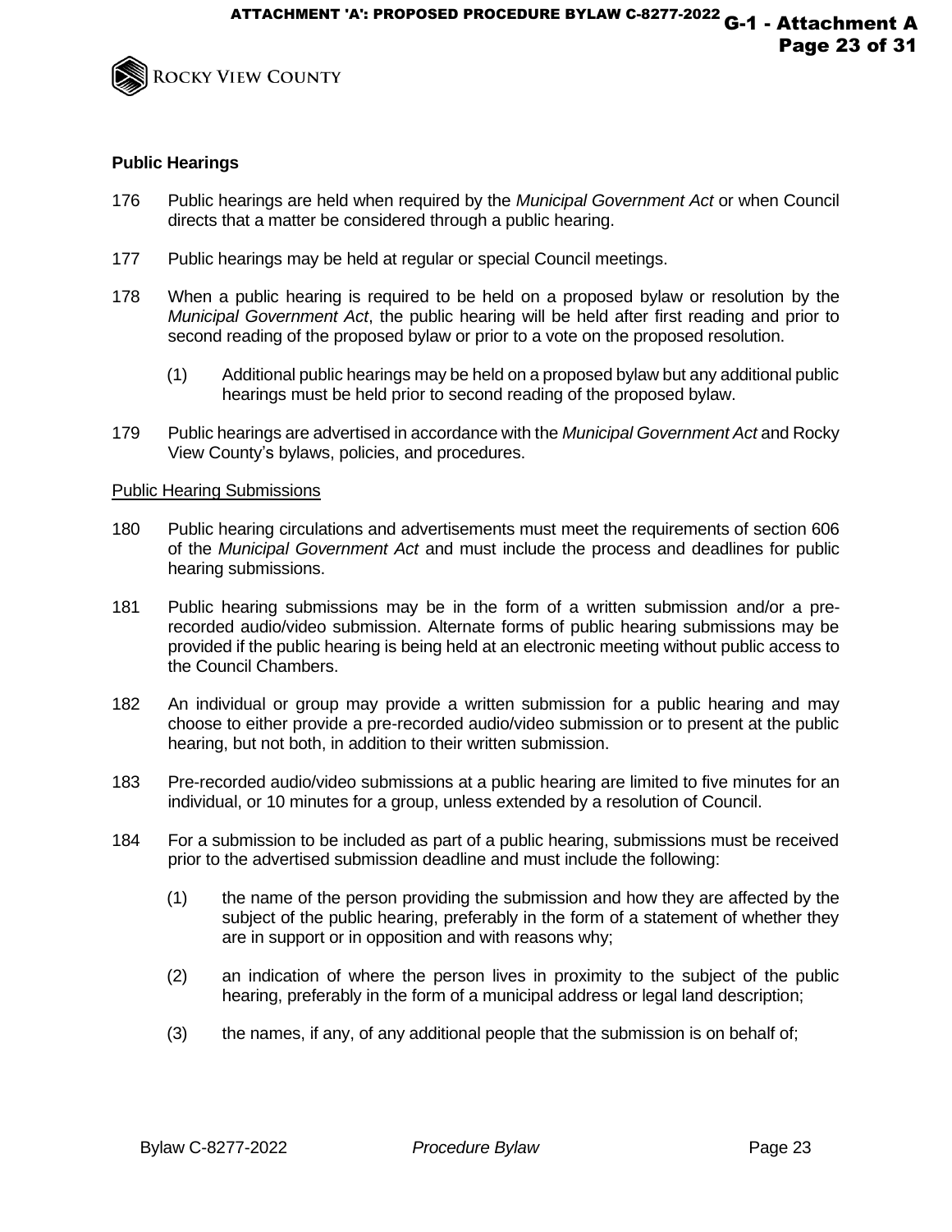## Public Hearings

176 Public hearings are held when required by the *Municipal Government Act* or when Council directs that a matter be considered through a public hearing.

177 Public hearings may be held at regular or special Council meetings.

178 When a public hearing is required to be held on a proposed bylaw or resolution by the *Municipal Government Act*, the public hearing will be held after first reading and prior to second reading of the proposed bylaw or prior to a vote on the proposed resolution.

(1) Additional public hearings may be held on a proposed bylaw but any additional public hearings must be held prior to second reading of the proposed bylaw.

179 Public hearings are advertised in accordance with the *Municipal Government Act* and Rocky View County's bylaws, policies, and procedures.

### Public Hearing Submissions

180 Public hearing circulations and advertisements must meet the requirements of section 606 of the *Municipal Government Act* and must include the process and deadlines for public hearing submissions.

181 Public hearing submissions may be in the form of a written submission and/or a pre-recorded audio/video submission. Alternate forms of public hearing submissions may be provided if the public hearing is being held at an electronic meeting without public access to the Council Chambers.

182 An individual or group may provide a written submission for a public hearing and may choose to either provide a pre-recorded audio/video submission or to present at the public hearing, but not both, in addition to their written submission.

183 Pre-recorded audio/video submissions at a public hearing are limited to five minutes for an individual, or 10 minutes for a group, unless extended by a resolution of Council.

184 For a submission to be included as part of a public hearing, submissions must be received prior to the advertised submission deadline and must include the following:

(1) the name of the person providing the submission and how they are affected by the subject of the public hearing, preferably in the form of a statement of whether they are in support or in opposition and with reasons why;

(2) an indication of where the person lives in proximity to the subject of the public hearing, preferably in the form of a municipal address or legal land description;

(3) the names, if any, of any additional people that the submission is on behalf of;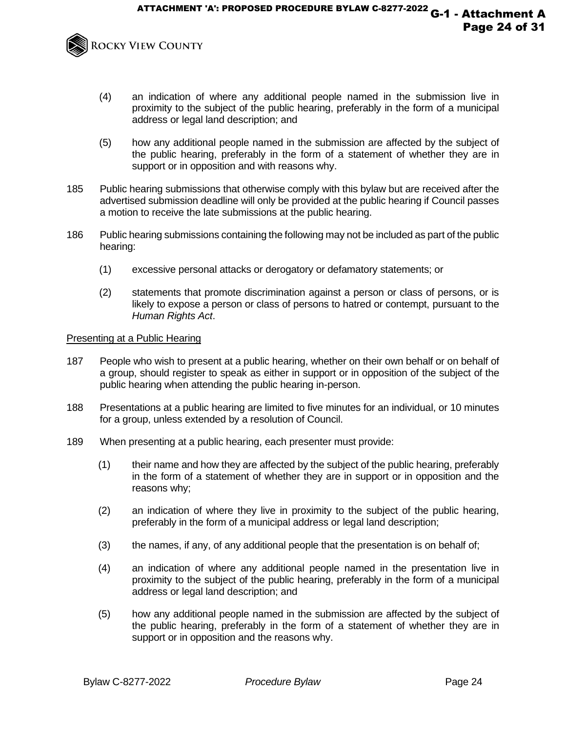(4) an indication of where any additional people named in the submission live in proximity to the subject of the public hearing, preferably in the form of a municipal address or legal land description; and

(5) how any additional people named in the submission are affected by the subject of the public hearing, preferably in the form of a statement of whether they are in support or in opposition and with reasons why.

185 Public hearing submissions that otherwise comply with this bylaw but are received after the advertised submission deadline will only be provided at the public hearing if Council passes a motion to receive the late submissions at the public hearing.

186 Public hearing submissions containing the following may not be included as part of the public hearing:

(1) excessive personal attacks or derogatory or defamatory statements; or

(2) statements that promote discrimination against a person or class of persons, or is likely to expose a person or class of persons to hatred or contempt, pursuant to the *Human Rights Act*.

<u>Presenting at a Public Hearing</u>

187 People who wish to present at a public hearing, whether on their own behalf or on behalf of a group, should register to speak as either in support or in opposition of the subject of the public hearing when attending the public hearing in-person.

188 Presentations at a public hearing are limited to five minutes for an individual, or 10 minutes for a group, unless extended by a resolution of Council.

189 When presenting at a public hearing, each presenter must provide:

(1) their name and how they are affected by the subject of the public hearing, preferably in the form of a statement of whether they are in support or in opposition and the reasons why;

(2) an indication of where they live in proximity to the subject of the public hearing, preferably in the form of a municipal address or legal land description;

(3) the names, if any, of any additional people that the presentation is on behalf of;

(4) an indication of where any additional people named in the presentation live in proximity to the subject of the public hearing, preferably in the form of a municipal address or legal land description; and

(5) how any additional people named in the submission are affected by the subject of the public hearing, preferably in the form of a statement of whether they are in support or in opposition and the reasons why.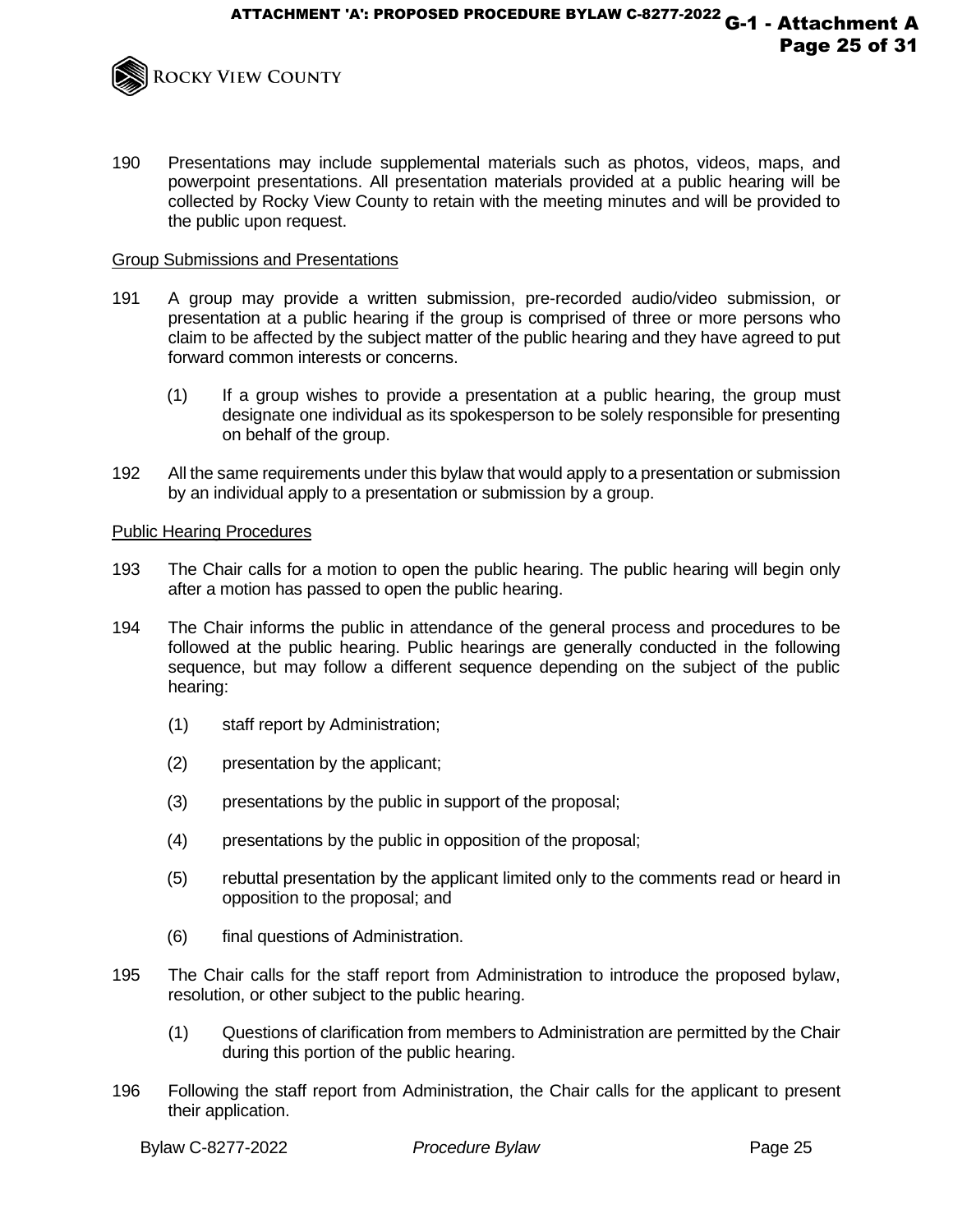190 Presentations may include supplemental materials such as photos, videos, maps, and powerpoint presentations. All presentation materials provided at a public hearing will be collected by Rocky View County to retain with the meeting minutes and will be provided to the public upon request.

## Group Submissions and Presentations

191 A group may provide a written submission, pre-recorded audio/video submission, or presentation at a public hearing if the group is comprised of three or more persons who claim to be affected by the subject matter of the public hearing and they have agreed to put forward common interests or concerns.

(1) If a group wishes to provide a presentation at a public hearing, the group must designate one individual as its spokesperson to be solely responsible for presenting on behalf of the group.

192 All the same requirements under this bylaw that would apply to a presentation or submission by an individual apply to a presentation or submission by a group.

## Public Hearing Procedures

193 The Chair calls for a motion to open the public hearing. The public hearing will begin only after a motion has passed to open the public hearing.

194 The Chair informs the public in attendance of the general process and procedures to be followed at the public hearing. Public hearings are generally conducted in the following sequence, but may follow a different sequence depending on the subject of the public hearing:

(1) staff report by Administration;

(2) presentation by the applicant;

(3) presentations by the public in support of the proposal;

(4) presentations by the public in opposition of the proposal;

(5) rebuttal presentation by the applicant limited only to the comments read or heard in opposition to the proposal; and

(6) final questions of Administration.

195 The Chair calls for the staff report from Administration to introduce the proposed bylaw, resolution, or other subject to the public hearing.

(1) Questions of clarification from members to Administration are permitted by the Chair during this portion of the public hearing.

196 Following the staff report from Administration, the Chair calls for the applicant to present their application.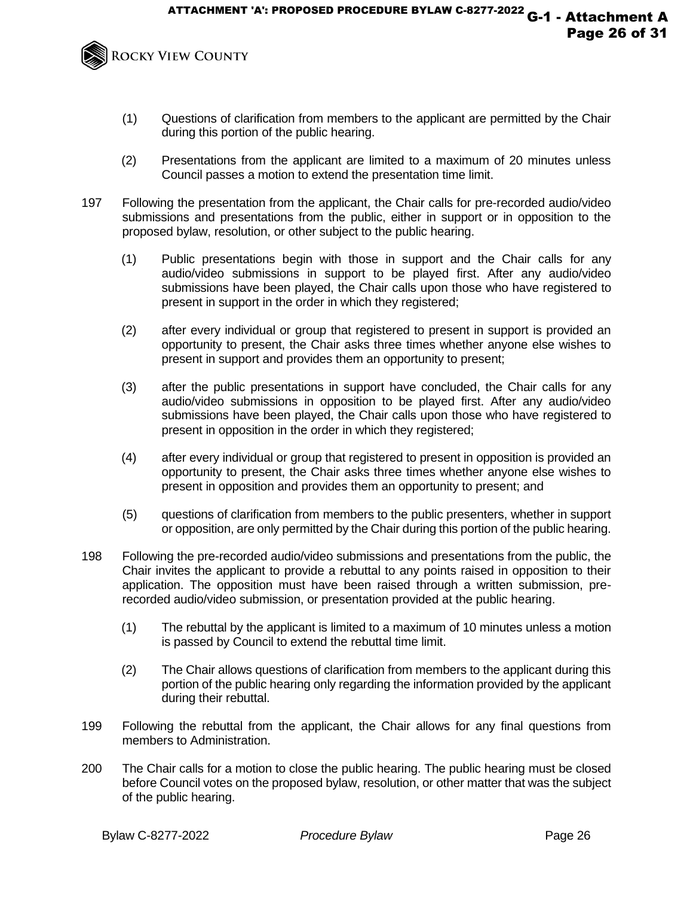(1) Questions of clarification from members to the applicant are permitted by the Chair during this portion of the public hearing.

(2) Presentations from the applicant are limited to a maximum of 20 minutes unless Council passes a motion to extend the presentation time limit.

197 Following the presentation from the applicant, the Chair calls for pre-recorded audio/video submissions and presentations from the public, either in support or in opposition to the proposed bylaw, resolution, or other subject to the public hearing.

(1) Public presentations begin with those in support and the Chair calls for any audio/video submissions in support to be played first. After any audio/video submissions have been played, the Chair calls upon those who have registered to present in support in the order in which they registered;

(2) after every individual or group that registered to present in support is provided an opportunity to present, the Chair asks three times whether anyone else wishes to present in support and provides them an opportunity to present;

(3) after the public presentations in support have concluded, the Chair calls for any audio/video submissions in opposition to be played first. After any audio/video submissions have been played, the Chair calls upon those who have registered to present in opposition in the order in which they registered;

(4) after every individual or group that registered to present in opposition is provided an opportunity to present, the Chair asks three times whether anyone else wishes to present in opposition and provides them an opportunity to present; and

(5) questions of clarification from members to the public presenters, whether in support or opposition, are only permitted by the Chair during this portion of the public hearing.

198 Following the pre-recorded audio/video submissions and presentations from the public, the Chair invites the applicant to provide a rebuttal to any points raised in opposition to their application. The opposition must have been raised through a written submission, pre-recorded audio/video submission, or presentation provided at the public hearing.

(1) The rebuttal by the applicant is limited to a maximum of 10 minutes unless a motion is passed by Council to extend the rebuttal time limit.

(2) The Chair allows questions of clarification from members to the applicant during this portion of the public hearing only regarding the information provided by the applicant during their rebuttal.

199 Following the rebuttal from the applicant, the Chair allows for any final questions from members to Administration.

200 The Chair calls for a motion to close the public hearing. The public hearing must be closed before Council votes on the proposed bylaw, resolution, or other matter that was the subject of the public hearing.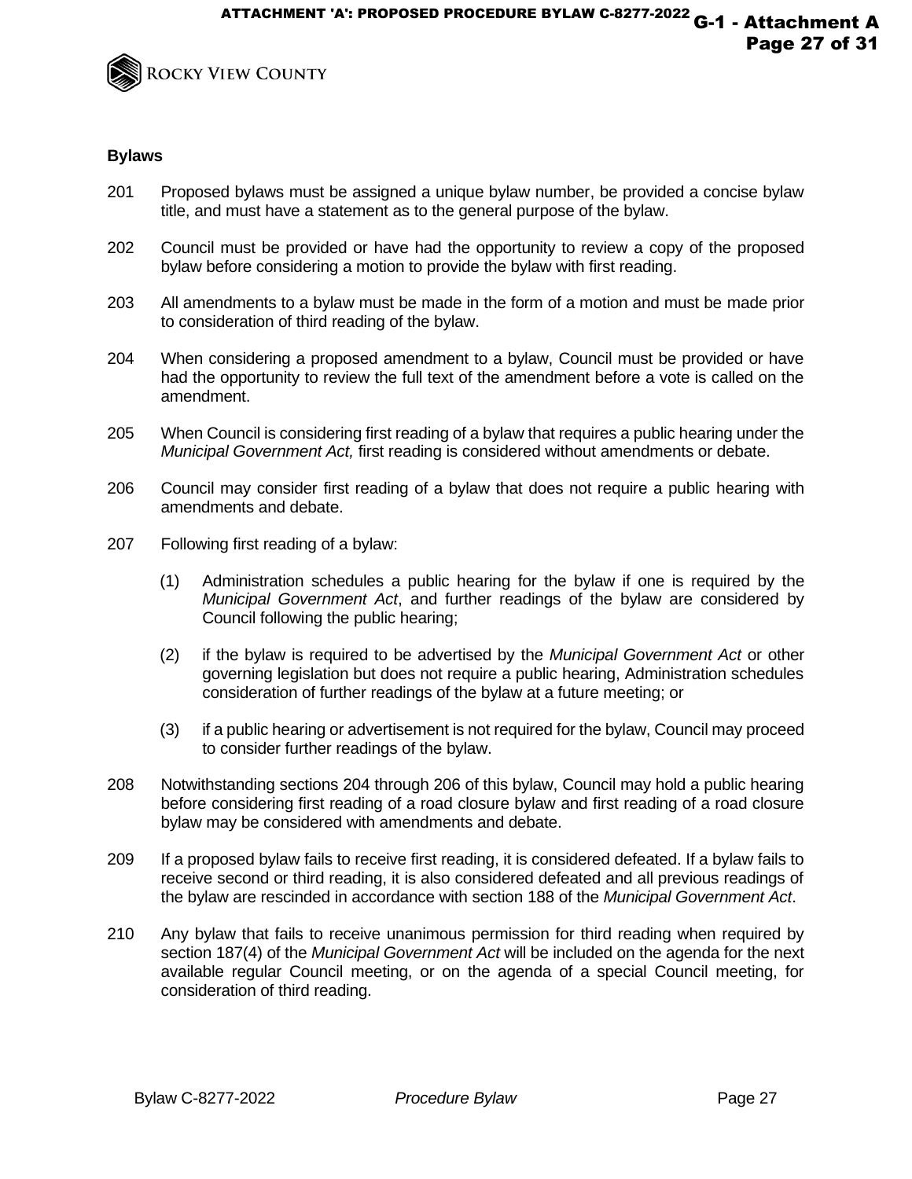**Bylaws**

201 Proposed bylaws must be assigned a unique bylaw number, be provided a concise bylaw title, and must have a statement as to the general purpose of the bylaw.

202 Council must be provided or have had the opportunity to review a copy of the proposed bylaw before considering a motion to provide the bylaw with first reading.

203 All amendments to a bylaw must be made in the form of a motion and must be made prior to consideration of third reading of the bylaw.

204 When considering a proposed amendment to a bylaw, Council must be provided or have had the opportunity to review the full text of the amendment before a vote is called on the amendment.

205 When Council is considering first reading of a bylaw that requires a public hearing under the *Municipal Government Act,* first reading is considered without amendments or debate.

206 Council may consider first reading of a bylaw that does not require a public hearing with amendments and debate.

207 Following first reading of a bylaw:

(1) Administration schedules a public hearing for the bylaw if one is required by the *Municipal Government Act*, and further readings of the bylaw are considered by Council following the public hearing;

(2) if the bylaw is required to be advertised by the *Municipal Government Act* or other governing legislation but does not require a public hearing, Administration schedules consideration of further readings of the bylaw at a future meeting; or

(3) if a public hearing or advertisement is not required for the bylaw, Council may proceed to consider further readings of the bylaw.

208 Notwithstanding sections 204 through 206 of this bylaw, Council may hold a public hearing before considering first reading of a road closure bylaw and first reading of a road closure bylaw may be considered with amendments and debate.

209 If a proposed bylaw fails to receive first reading, it is considered defeated. If a bylaw fails to receive second or third reading, it is also considered defeated and all previous readings of the bylaw are rescinded in accordance with section 188 of the *Municipal Government Act*.

210 Any bylaw that fails to receive unanimous permission for third reading when required by section 187(4) of the *Municipal Government Act* will be included on the agenda for the next available regular Council meeting, or on the agenda of a special Council meeting, for consideration of third reading.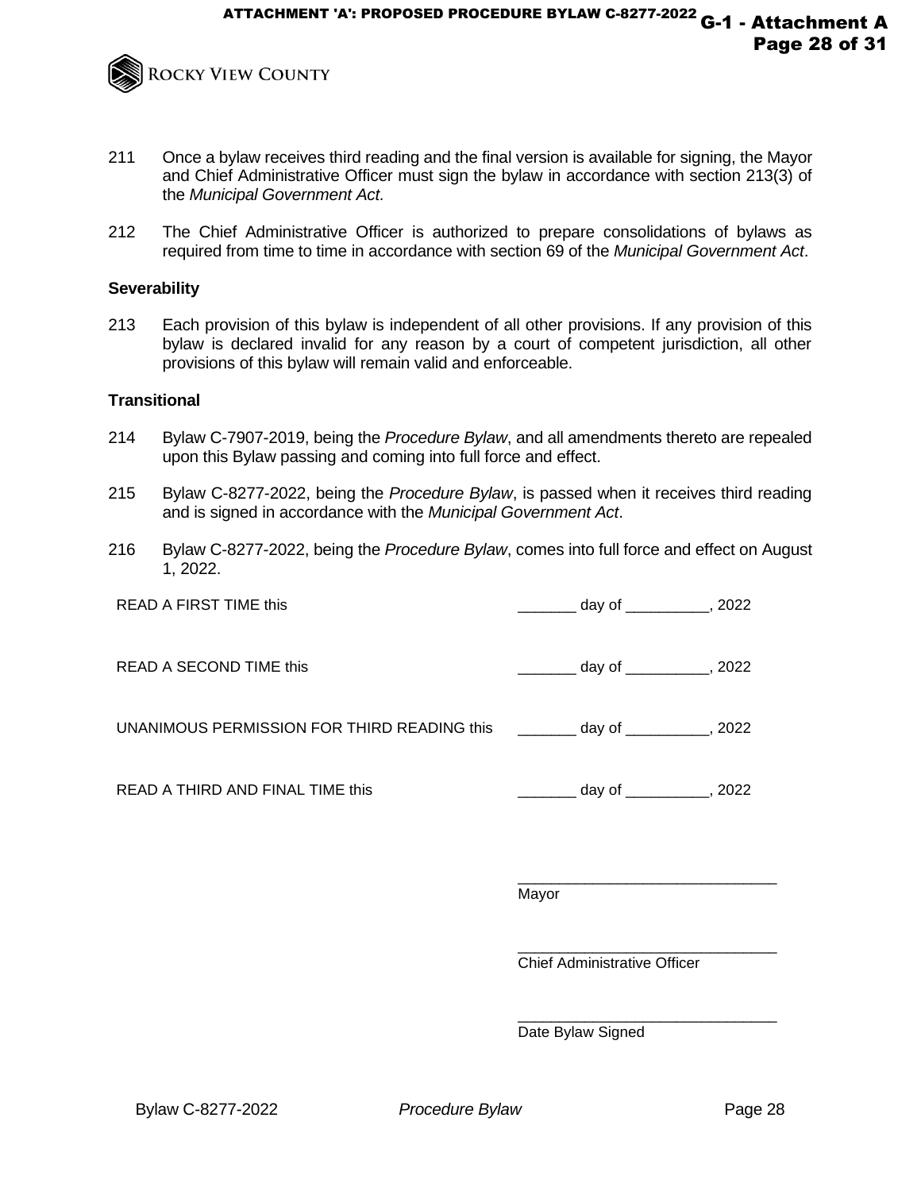211 Once a bylaw receives third reading and the final version is available for signing, the Mayor and Chief Administrative Officer must sign the bylaw in accordance with section 213(3) of the *Municipal Government Act.*

212 The Chief Administrative Officer is authorized to prepare consolidations of bylaws as required from time to time in accordance with section 69 of the *Municipal Government Act*.

**Severability**

213 Each provision of this bylaw is independent of all other provisions. If any provision of this bylaw is declared invalid for any reason by a court of competent jurisdiction, all other provisions of this bylaw will remain valid and enforceable.

**Transitional**

214 Bylaw C-7907-2019, being the *Procedure Bylaw*, and all amendments thereto are repealed upon this Bylaw passing and coming into full force and effect.

215 Bylaw C-8277-2022, being the *Procedure Bylaw*, is passed when it receives third reading and is signed in accordance with the *Municipal Government Act*.

216 Bylaw C-8277-2022, being the *Procedure Bylaw*, comes into full force and effect on August 1, 2022.

READ A FIRST TIME this _______ day of __________, 2022

READ A SECOND TIME this _______ day of __________, 2022

UNANIMOUS PERMISSION FOR THIRD READING this _______ day of __________, 2022

READ A THIRD AND FINAL TIME this _______ day of __________, 2022

_______________________________
Mayor

_______________________________
Chief Administrative Officer

_______________________________
Date Bylaw Signed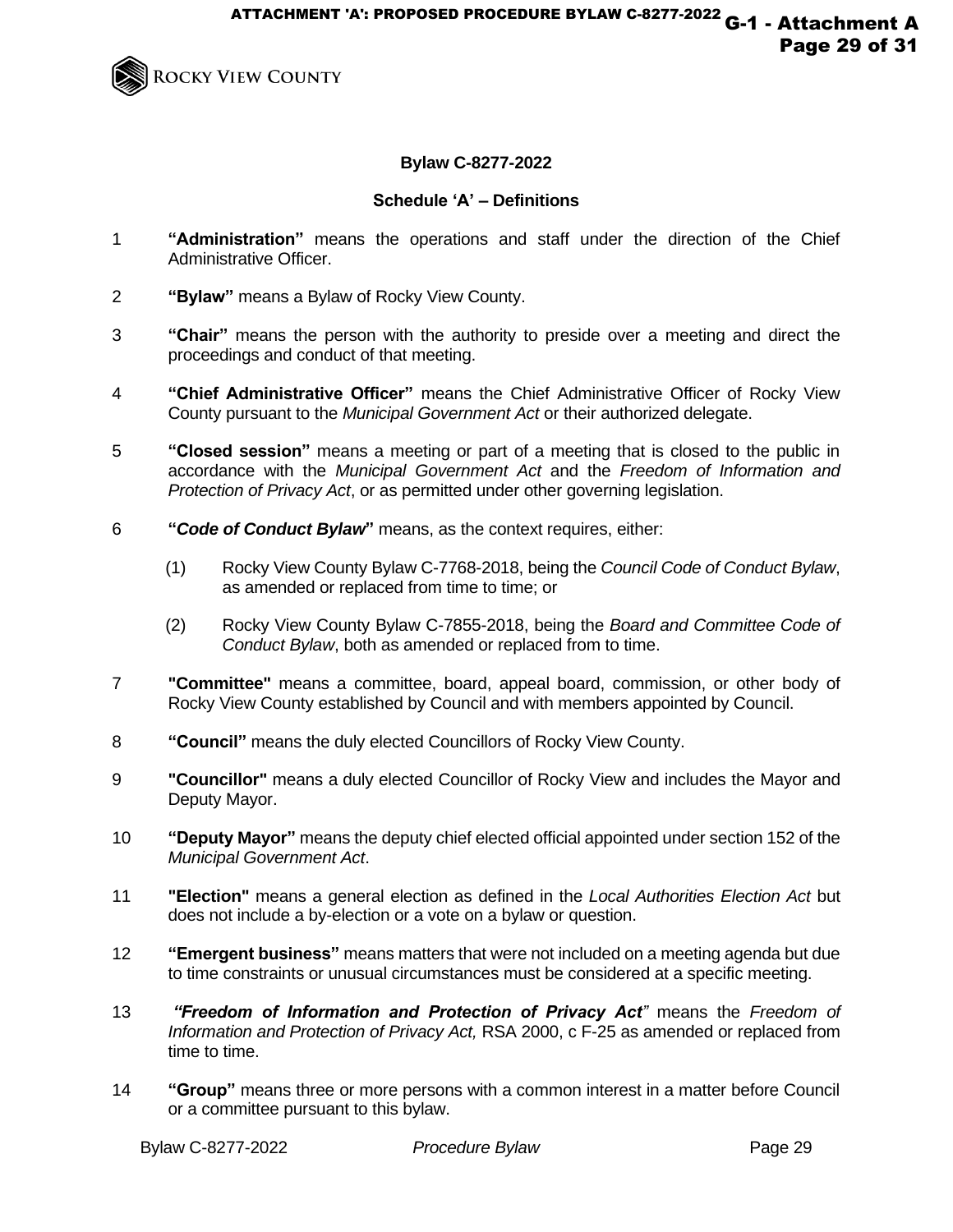**Bylaw C-8277-2022**

**Schedule 'A' – Definitions**

1 **"Administration"** means the operations and staff under the direction of the Chief Administrative Officer.

2 **"Bylaw"** means a Bylaw of Rocky View County.

3 **"Chair"** means the person with the authority to preside over a meeting and direct the proceedings and conduct of that meeting.

4 **"Chief Administrative Officer"** means the Chief Administrative Officer of Rocky View County pursuant to the *Municipal Government Act* or their authorized delegate.

5 **"Closed session"** means a meeting or part of a meeting that is closed to the public in accordance with the *Municipal Government Act* and the *Freedom of Information and Protection of Privacy Act*, or as permitted under other governing legislation.

6 **"*Code of Conduct Bylaw*"** means, as the context requires, either:

(1) Rocky View County Bylaw C-7768-2018, being the *Council Code of Conduct Bylaw*, as amended or replaced from time to time; or

(2) Rocky View County Bylaw C-7855-2018, being the *Board and Committee Code of Conduct Bylaw*, both as amended or replaced from to time.

7 **"Committee"** means a committee, board, appeal board, commission, or other body of Rocky View County established by Council and with members appointed by Council.

8 **"Council"** means the duly elected Councillors of Rocky View County.

9 **"Councillor"** means a duly elected Councillor of Rocky View and includes the Mayor and Deputy Mayor.

10 **"Deputy Mayor"** means the deputy chief elected official appointed under section 152 of the *Municipal Government Act*.

11 **"Election"** means a general election as defined in the *Local Authorities Election Act* but does not include a by-election or a vote on a bylaw or question.

12 **"Emergent business"** means matters that were not included on a meeting agenda but due to time constraints or unusual circumstances must be considered at a specific meeting.

13 ***"Freedom of Information and Protection of Privacy Act"*** means the *Freedom of Information and Protection of Privacy Act,* RSA 2000, c F-25 as amended or replaced from time to time.

14 **"Group"** means three or more persons with a common interest in a matter before Council or a committee pursuant to this bylaw.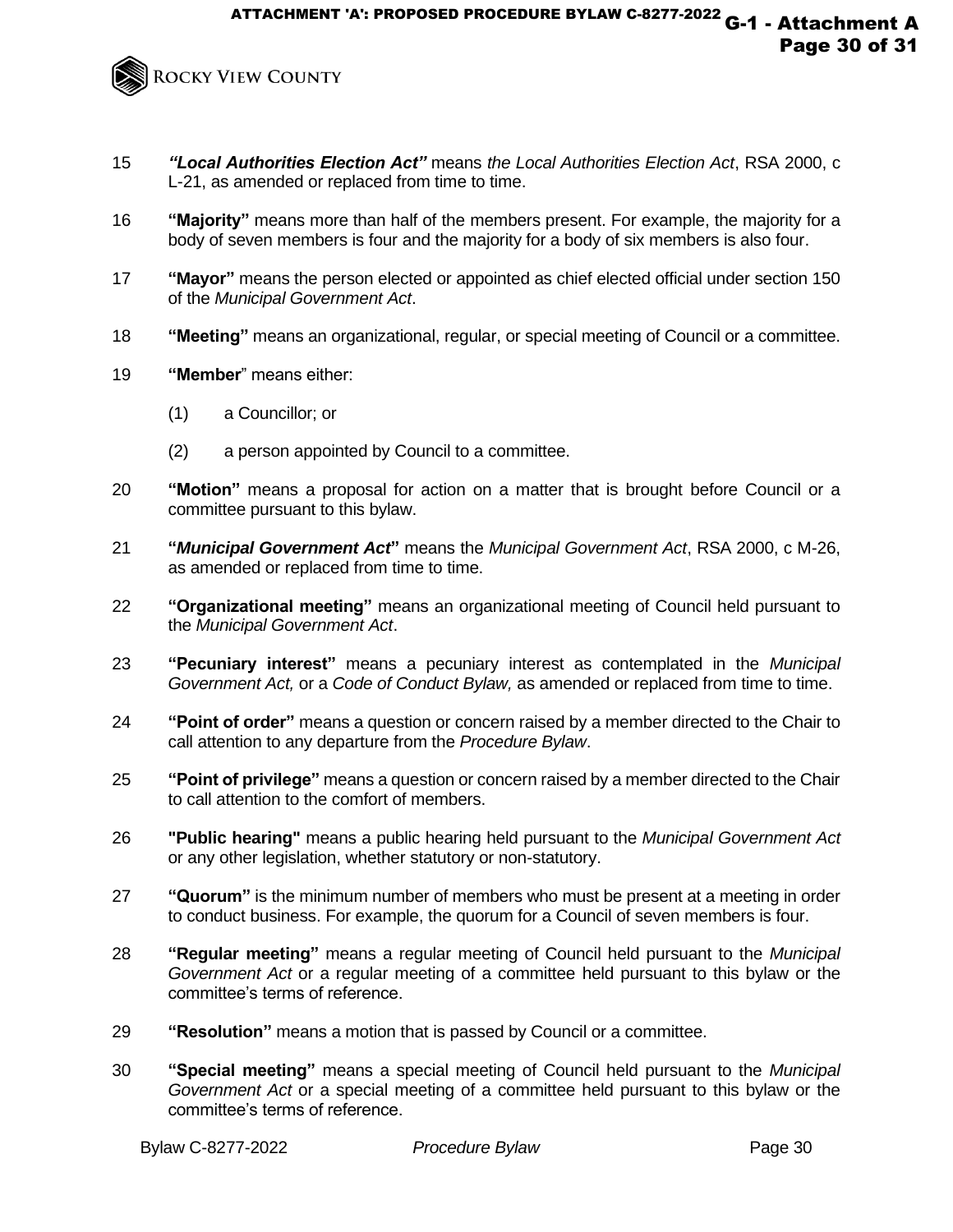15 ***"Local Authorities Election Act"*** means *the Local Authorities Election Act*, RSA 2000, c L-21, as amended or replaced from time to time.

16 **"Majority"** means more than half of the members present. For example, the majority for a body of seven members is four and the majority for a body of six members is also four.

17 **"Mayor"** means the person elected or appointed as chief elected official under section 150 of the *Municipal Government Act*.

18 **"Meeting"** means an organizational, regular, or special meeting of Council or a committee.

19 **"Member"** means either:

(1) a Councillor; or

(2) a person appointed by Council to a committee.

20 **"Motion"** means a proposal for action on a matter that is brought before Council or a committee pursuant to this bylaw.

21 **"*Municipal Government Act*"** means the *Municipal Government Act*, RSA 2000, c M-26, as amended or replaced from time to time.

22 **"Organizational meeting"** means an organizational meeting of Council held pursuant to the *Municipal Government Act*.

23 **"Pecuniary interest"** means a pecuniary interest as contemplated in the *Municipal Government Act,* or a *Code of Conduct Bylaw,* as amended or replaced from time to time.

24 **"Point of order"** means a question or concern raised by a member directed to the Chair to call attention to any departure from the *Procedure Bylaw*.

25 **"Point of privilege"** means a question or concern raised by a member directed to the Chair to call attention to the comfort of members.

26 **"Public hearing"** means a public hearing held pursuant to the *Municipal Government Act* or any other legislation, whether statutory or non-statutory.

27 **"Quorum"** is the minimum number of members who must be present at a meeting in order to conduct business. For example, the quorum for a Council of seven members is four.

28 **"Regular meeting"** means a regular meeting of Council held pursuant to the *Municipal Government Act* or a regular meeting of a committee held pursuant to this bylaw or the committee's terms of reference.

29 **"Resolution"** means a motion that is passed by Council or a committee.

30 **"Special meeting"** means a special meeting of Council held pursuant to the *Municipal Government Act* or a special meeting of a committee held pursuant to this bylaw or the committee's terms of reference.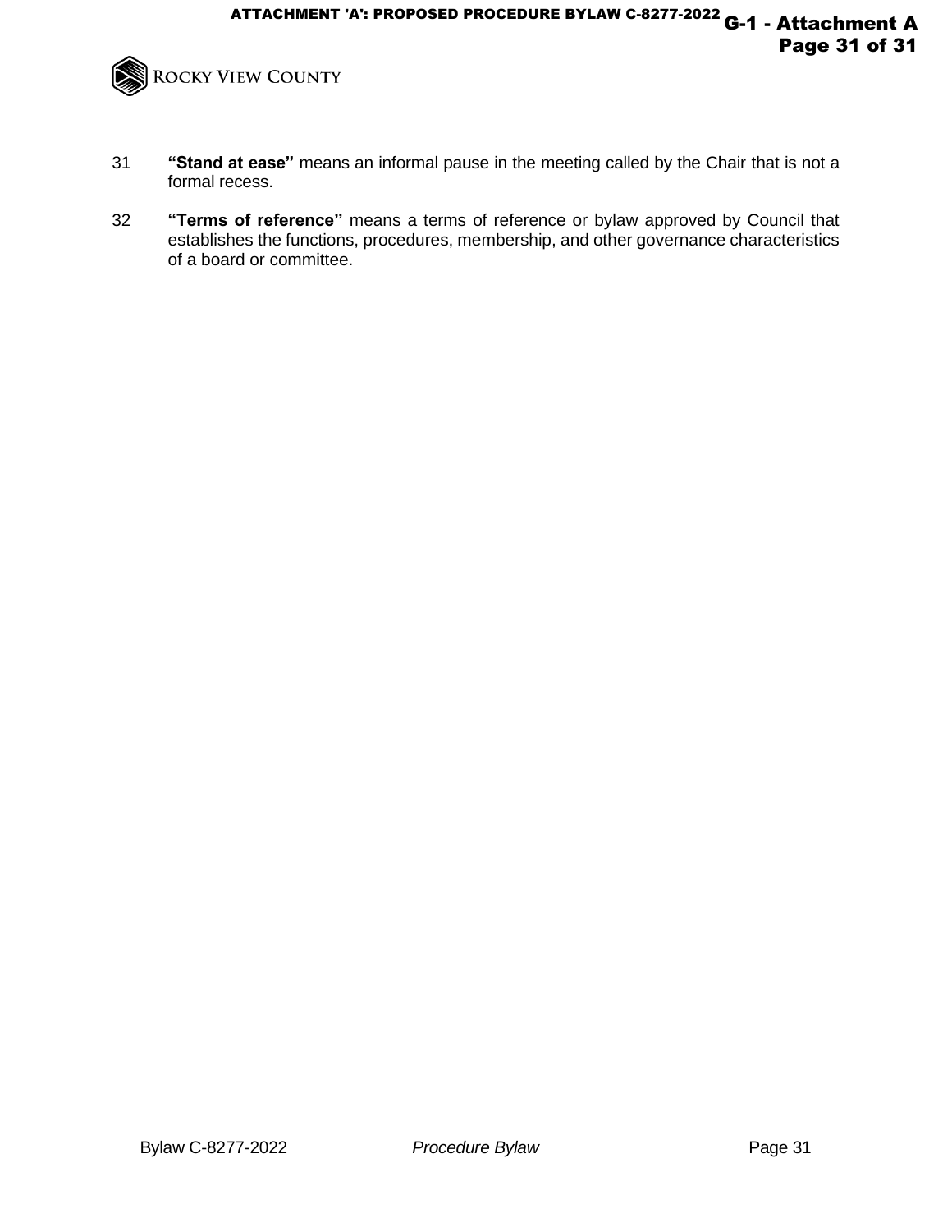31 **"Stand at ease"** means an informal pause in the meeting called by the Chair that is not a formal recess.

32 **"Terms of reference"** means a terms of reference or bylaw approved by Council that establishes the functions, procedures, membership, and other governance characteristics of a board or committee.